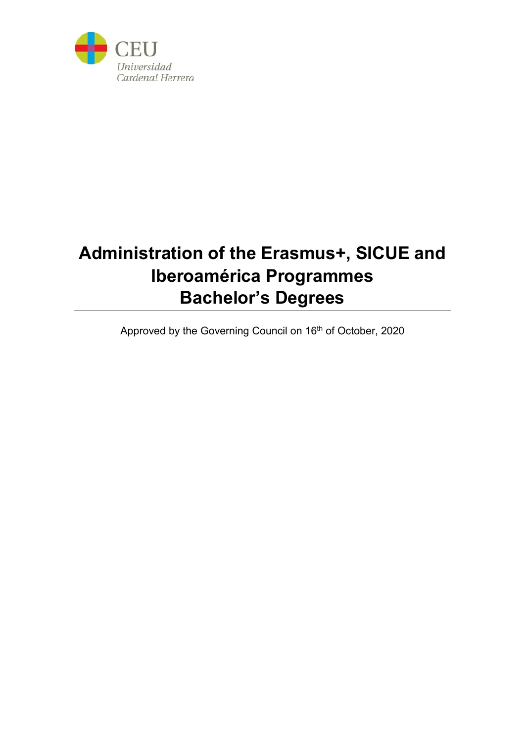CEU
Universidad
Cardenal Herrera

# Administration of the Erasmus+, SICUE and Iberoamérica Programmes
# Bachelor's Degrees

Approved by the Governing Council on 16th of October, 2020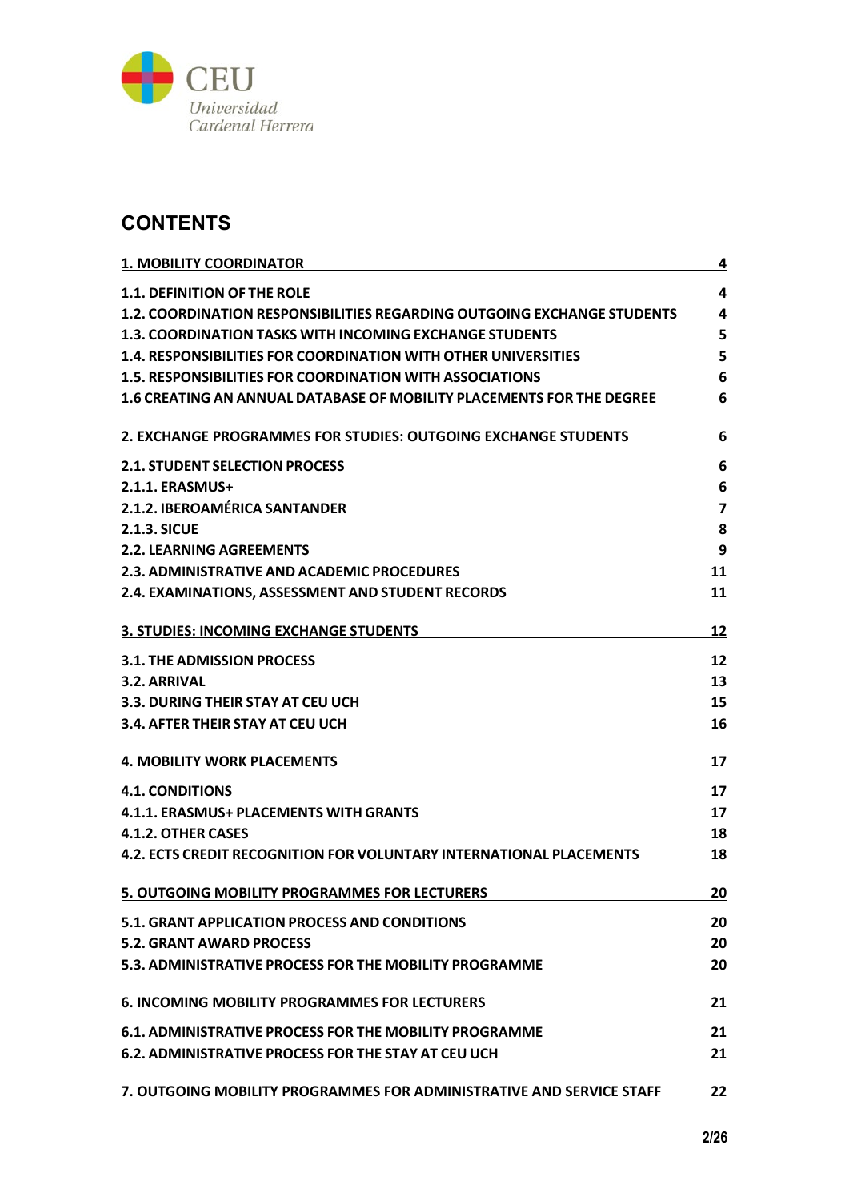## CONTENTS

| | |
|---|---|
| **1. MOBILITY COORDINATOR** | **4** |
| **1.1. DEFINITION OF THE ROLE** | **4** |
| **1.2. COORDINATION RESPONSIBILITIES REGARDING OUTGOING EXCHANGE STUDENTS** | **4** |
| **1.3. COORDINATION TASKS WITH INCOMING EXCHANGE STUDENTS** | **5** |
| **1.4. RESPONSIBILITIES FOR COORDINATION WITH OTHER UNIVERSITIES** | **5** |
| **1.5. RESPONSIBILITIES FOR COORDINATION WITH ASSOCIATIONS** | **6** |
| **1.6 CREATING AN ANNUAL DATABASE OF MOBILITY PLACEMENTS FOR THE DEGREE** | **6** |
| **2. EXCHANGE PROGRAMMES FOR STUDIES: OUTGOING EXCHANGE STUDENTS** | **6** |
| **2.1. STUDENT SELECTION PROCESS** | **6** |
| **2.1.1. ERASMUS+** | **6** |
| **2.1.2. IBEROAMÉRICA SANTANDER** | **7** |
| **2.1.3. SICUE** | **8** |
| **2.2. LEARNING AGREEMENTS** | **9** |
| **2.3. ADMINISTRATIVE AND ACADEMIC PROCEDURES** | **11** |
| **2.4. EXAMINATIONS, ASSESSMENT AND STUDENT RECORDS** | **11** |
| **3. STUDIES: INCOMING EXCHANGE STUDENTS** | **12** |
| **3.1. THE ADMISSION PROCESS** | **12** |
| **3.2. ARRIVAL** | **13** |
| **3.3. DURING THEIR STAY AT CEU UCH** | **15** |
| **3.4. AFTER THEIR STAY AT CEU UCH** | **16** |
| **4. MOBILITY WORK PLACEMENTS** | **17** |
| **4.1. CONDITIONS** | **17** |
| **4.1.1. ERASMUS+ PLACEMENTS WITH GRANTS** | **17** |
| **4.1.2. OTHER CASES** | **18** |
| **4.2. ECTS CREDIT RECOGNITION FOR VOLUNTARY INTERNATIONAL PLACEMENTS** | **18** |
| **5. OUTGOING MOBILITY PROGRAMMES FOR LECTURERS** | **20** |
| **5.1. GRANT APPLICATION PROCESS AND CONDITIONS** | **20** |
| **5.2. GRANT AWARD PROCESS** | **20** |
| **5.3. ADMINISTRATIVE PROCESS FOR THE MOBILITY PROGRAMME** | **20** |
| **6. INCOMING MOBILITY PROGRAMMES FOR LECTURERS** | **21** |
| **6.1. ADMINISTRATIVE PROCESS FOR THE MOBILITY PROGRAMME** | **21** |
| **6.2. ADMINISTRATIVE PROCESS FOR THE STAY AT CEU UCH** | **21** |
| **7. OUTGOING MOBILITY PROGRAMMES FOR ADMINISTRATIVE AND SERVICE STAFF** | **22** |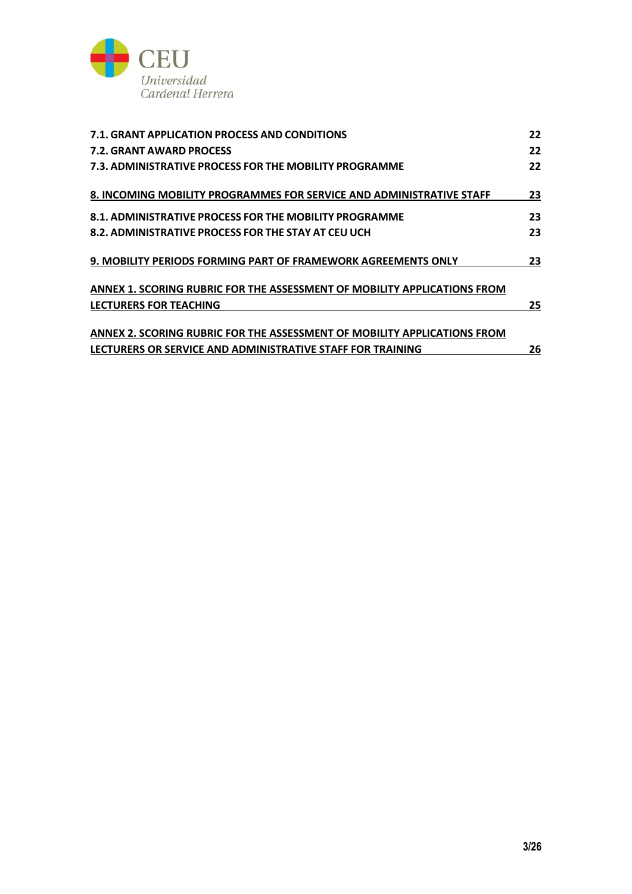**7.1. GRANT APPLICATION PROCESS AND CONDITIONS** **22**
**7.2. GRANT AWARD PROCESS** **22**
**7.3. ADMINISTRATIVE PROCESS FOR THE MOBILITY PROGRAMME** **22**

**8. INCOMING MOBILITY PROGRAMMES FOR SERVICE AND ADMINISTRATIVE STAFF** **23**

**8.1. ADMINISTRATIVE PROCESS FOR THE MOBILITY PROGRAMME** **23**
**8.2. ADMINISTRATIVE PROCESS FOR THE STAY AT CEU UCH** **23**

**9. MOBILITY PERIODS FORMING PART OF FRAMEWORK AGREEMENTS ONLY** **23**

**ANNEX 1. SCORING RUBRIC FOR THE ASSESSMENT OF MOBILITY APPLICATIONS FROM LECTURERS FOR TEACHING** **25**

**ANNEX 2. SCORING RUBRIC FOR THE ASSESSMENT OF MOBILITY APPLICATIONS FROM LECTURERS OR SERVICE AND ADMINISTRATIVE STAFF FOR TRAINING** **26**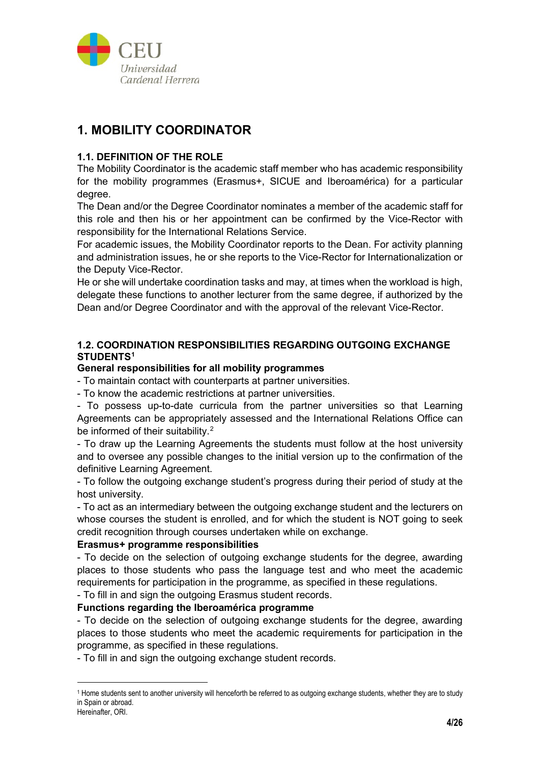# 1. MOBILITY COORDINATOR

## 1.1. DEFINITION OF THE ROLE

The Mobility Coordinator is the academic staff member who has academic responsibility for the mobility programmes (Erasmus+, SICUE and Iberoamérica) for a particular degree.

The Dean and/or the Degree Coordinator nominates a member of the academic staff for this role and then his or her appointment can be confirmed by the Vice-Rector with responsibility for the International Relations Service.

For academic issues, the Mobility Coordinator reports to the Dean. For activity planning and administration issues, he or she reports to the Vice-Rector for Internationalization or the Deputy Vice-Rector.

He or she will undertake coordination tasks and may, at times when the workload is high, delegate these functions to another lecturer from the same degree, if authorized by the Dean and/or Degree Coordinator and with the approval of the relevant Vice-Rector.

## 1.2. COORDINATION RESPONSIBILITIES REGARDING OUTGOING EXCHANGE STUDENTS[1]

**General responsibilities for all mobility programmes**

- To maintain contact with counterparts at partner universities.
- To know the academic restrictions at partner universities.
- To possess up-to-date curricula from the partner universities so that Learning Agreements can be appropriately assessed and the International Relations Office can be informed of their suitability.[2]
- To draw up the Learning Agreements the students must follow at the host university and to oversee any possible changes to the initial version up to the confirmation of the definitive Learning Agreement.
- To follow the outgoing exchange student's progress during their period of study at the host university.
- To act as an intermediary between the outgoing exchange student and the lecturers on whose courses the student is enrolled, and for which the student is NOT going to seek credit recognition through courses undertaken while on exchange.

**Erasmus+ programme responsibilities**

- To decide on the selection of outgoing exchange students for the degree, awarding places to those students who pass the language test and who meet the academic requirements for participation in the programme, as specified in these regulations.
- To fill in and sign the outgoing Erasmus student records.

**Functions regarding the Iberoamérica programme**

- To decide on the selection of outgoing exchange students for the degree, awarding places to those students who meet the academic requirements for participation in the programme, as specified in these regulations.
- To fill in and sign the outgoing exchange student records.

---

[1] Home students sent to another university will henceforth be referred to as outgoing exchange students, whether they are to study in Spain or abroad.

[2] Hereinafter, ORI.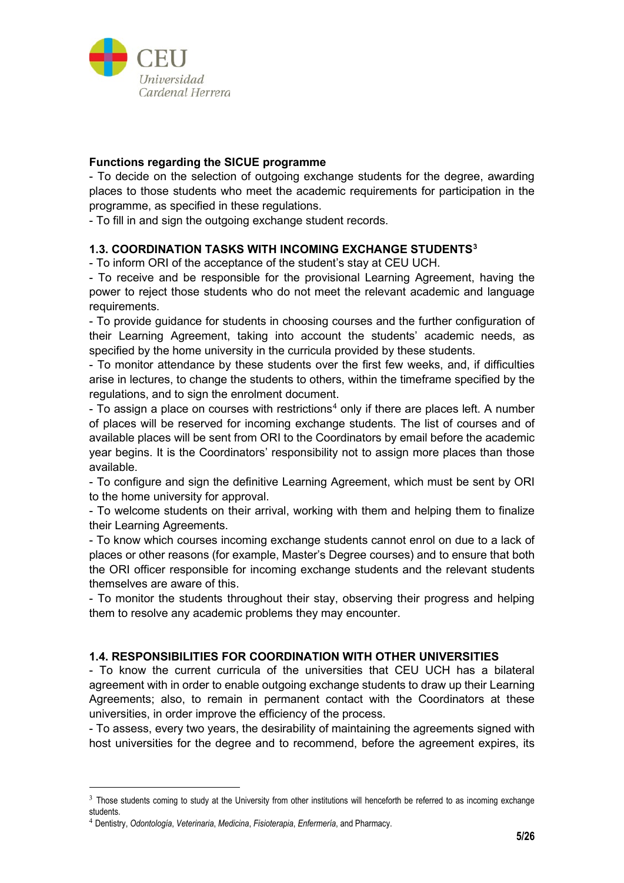**Functions regarding the SICUE programme**

- To decide on the selection of outgoing exchange students for the degree, awarding places to those students who meet the academic requirements for participation in the programme, as specified in these regulations.
- To fill in and sign the outgoing exchange student records.

### 1.3. COORDINATION TASKS WITH INCOMING EXCHANGE STUDENTS[3]

- To inform ORI of the acceptance of the student's stay at CEU UCH.
- To receive and be responsible for the provisional Learning Agreement, having the power to reject those students who do not meet the relevant academic and language requirements.
- To provide guidance for students in choosing courses and the further configuration of their Learning Agreement, taking into account the students' academic needs, as specified by the home university in the curricula provided by these students.
- To monitor attendance by these students over the first few weeks, and, if difficulties arise in lectures, to change the students to others, within the timeframe specified by the regulations, and to sign the enrolment document.
- To assign a place on courses with restrictions[4] only if there are places left. A number of places will be reserved for incoming exchange students. The list of courses and of available places will be sent from ORI to the Coordinators by email before the academic year begins. It is the Coordinators' responsibility not to assign more places than those available.
- To configure and sign the definitive Learning Agreement, which must be sent by ORI to the home university for approval.
- To welcome students on their arrival, working with them and helping them to finalize their Learning Agreements.
- To know which courses incoming exchange students cannot enrol on due to a lack of places or other reasons (for example, Master's Degree courses) and to ensure that both the ORI officer responsible for incoming exchange students and the relevant students themselves are aware of this.
- To monitor the students throughout their stay, observing their progress and helping them to resolve any academic problems they may encounter.

### 1.4. RESPONSIBILITIES FOR COORDINATION WITH OTHER UNIVERSITIES

- To know the current curricula of the universities that CEU UCH has a bilateral agreement with in order to enable outgoing exchange students to draw up their Learning Agreements; also, to remain in permanent contact with the Coordinators at these universities, in order improve the efficiency of the process.
- To assess, every two years, the desirability of maintaining the agreements signed with host universities for the degree and to recommend, before the agreement expires, its

---

[3] Those students coming to study at the University from other institutions will henceforth be referred to as incoming exchange students.

[4] Dentistry, *Odontología*, *Veterinaria*, *Medicina*, *Fisioterapia*, *Enfermería*, and Pharmacy.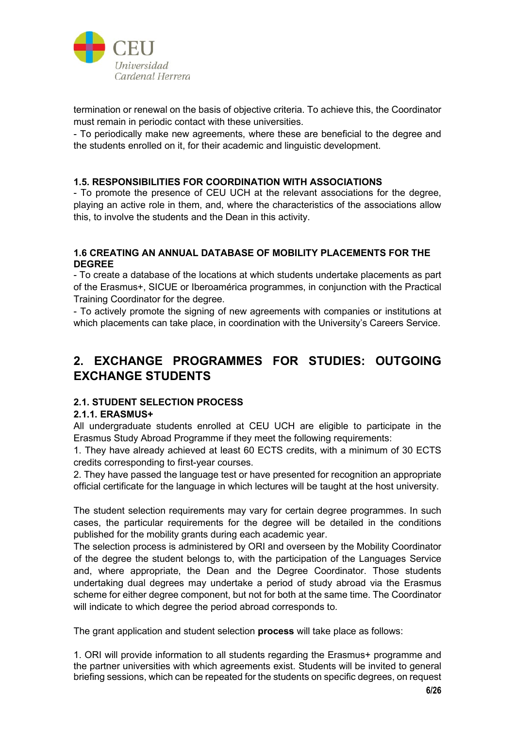termination or renewal on the basis of objective criteria. To achieve this, the Coordinator must remain in periodic contact with these universities.

- To periodically make new agreements, where these are beneficial to the degree and the students enrolled on it, for their academic and linguistic development.

### 1.5. RESPONSIBILITIES FOR COORDINATION WITH ASSOCIATIONS

- To promote the presence of CEU UCH at the relevant associations for the degree, playing an active role in them, and, where the characteristics of the associations allow this, to involve the students and the Dean in this activity.

### 1.6 CREATING AN ANNUAL DATABASE OF MOBILITY PLACEMENTS FOR THE DEGREE

- To create a database of the locations at which students undertake placements as part of the Erasmus+, SICUE or Iberoamérica programmes, in conjunction with the Practical Training Coordinator for the degree.
- To actively promote the signing of new agreements with companies or institutions at which placements can take place, in coordination with the University's Careers Service.

## 2. EXCHANGE PROGRAMMES FOR STUDIES: OUTGOING EXCHANGE STUDENTS

### 2.1. STUDENT SELECTION PROCESS

#### 2.1.1. ERASMUS+

All undergraduate students enrolled at CEU UCH are eligible to participate in the Erasmus Study Abroad Programme if they meet the following requirements:

1. They have already achieved at least 60 ECTS credits, with a minimum of 30 ECTS credits corresponding to first-year courses.
2. They have passed the language test or have presented for recognition an appropriate official certificate for the language in which lectures will be taught at the host university.

The student selection requirements may vary for certain degree programmes. In such cases, the particular requirements for the degree will be detailed in the conditions published for the mobility grants during each academic year.

The selection process is administered by ORI and overseen by the Mobility Coordinator of the degree the student belongs to, with the participation of the Languages Service and, where appropriate, the Dean and the Degree Coordinator. Those students undertaking dual degrees may undertake a period of study abroad via the Erasmus scheme for either degree component, but not for both at the same time. The Coordinator will indicate to which degree the period abroad corresponds to.

The grant application and student selection **process** will take place as follows:

1. ORI will provide information to all students regarding the Erasmus+ programme and the partner universities with which agreements exist. Students will be invited to general briefing sessions, which can be repeated for the students on specific degrees, on request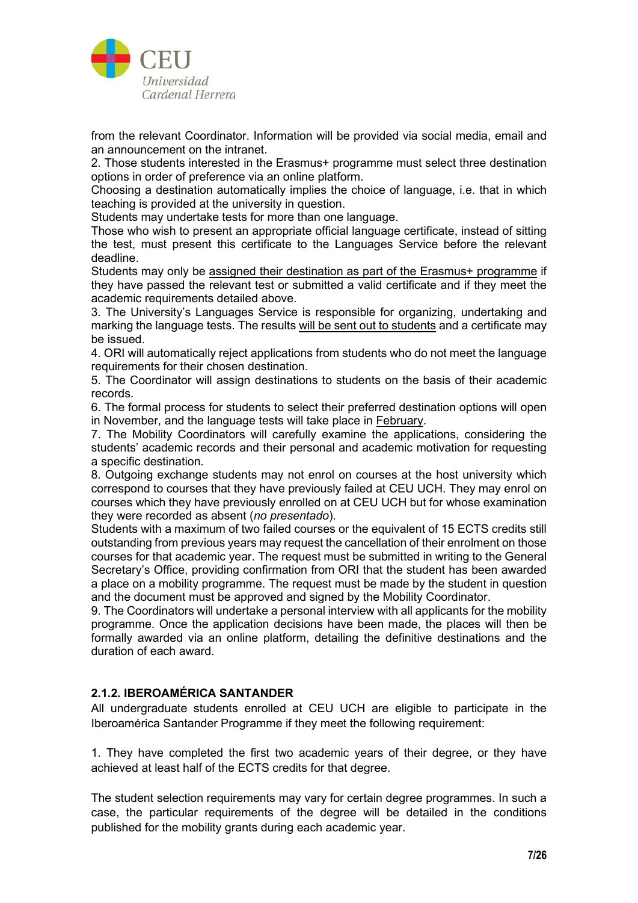from the relevant Coordinator. Information will be provided via social media, email and an announcement on the intranet.

2. Those students interested in the Erasmus+ programme must select three destination options in order of preference via an online platform.

Choosing a destination automatically implies the choice of language, i.e. that in which teaching is provided at the university in question.

Students may undertake tests for more than one language.

Those who wish to present an appropriate official language certificate, instead of sitting the test, must present this certificate to the Languages Service before the relevant deadline.

Students may only be assigned their destination as part of the Erasmus+ programme if they have passed the relevant test or submitted a valid certificate and if they meet the academic requirements detailed above.

3. The University's Languages Service is responsible for organizing, undertaking and marking the language tests. The results will be sent out to students and a certificate may be issued.

4. ORI will automatically reject applications from students who do not meet the language requirements for their chosen destination.

5. The Coordinator will assign destinations to students on the basis of their academic records.

6. The formal process for students to select their preferred destination options will open in November, and the language tests will take place in February.

7. The Mobility Coordinators will carefully examine the applications, considering the students' academic records and their personal and academic motivation for requesting a specific destination.

8. Outgoing exchange students may not enrol on courses at the host university which correspond to courses that they have previously failed at CEU UCH. They may enrol on courses which they have previously enrolled on at CEU UCH but for whose examination they were recorded as absent (*no presentado*).

Students with a maximum of two failed courses or the equivalent of 15 ECTS credits still outstanding from previous years may request the cancellation of their enrolment on those courses for that academic year. The request must be submitted in writing to the General Secretary's Office, providing confirmation from ORI that the student has been awarded a place on a mobility programme. The request must be made by the student in question and the document must be approved and signed by the Mobility Coordinator.

9. The Coordinators will undertake a personal interview with all applicants for the mobility programme. Once the application decisions have been made, the places will then be formally awarded via an online platform, detailing the definitive destinations and the duration of each award.

#### 2.1.2. IBEROAMÉRICA SANTANDER

All undergraduate students enrolled at CEU UCH are eligible to participate in the Iberoamérica Santander Programme if they meet the following requirement:

1. They have completed the first two academic years of their degree, or they have achieved at least half of the ECTS credits for that degree.

The student selection requirements may vary for certain degree programmes. In such a case, the particular requirements of the degree will be detailed in the conditions published for the mobility grants during each academic year.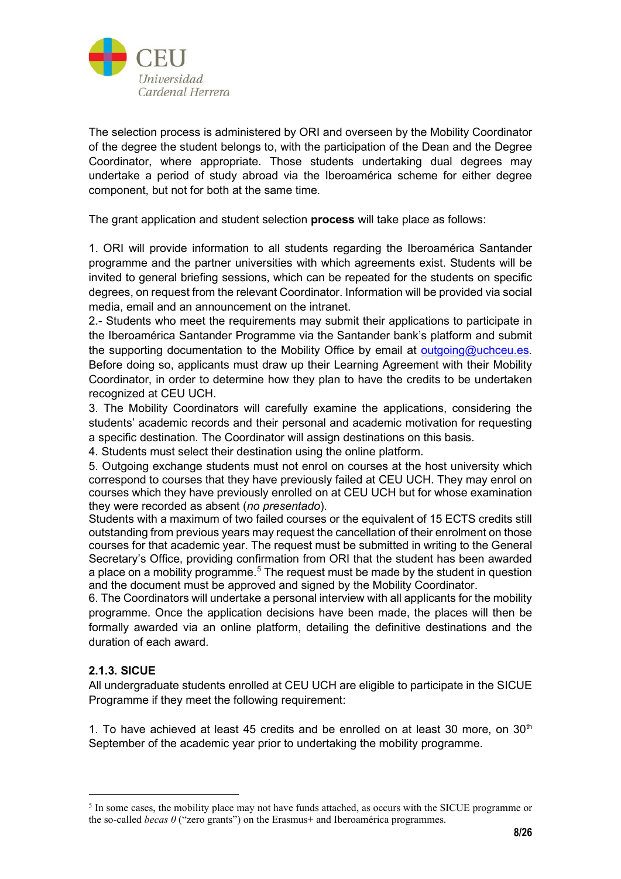The selection process is administered by ORI and overseen by the Mobility Coordinator of the degree the student belongs to, with the participation of the Dean and the Degree Coordinator, where appropriate. Those students undertaking dual degrees may undertake a period of study abroad via the Iberoamérica scheme for either degree component, but not for both at the same time.

The grant application and student selection **process** will take place as follows:

1. ORI will provide information to all students regarding the Iberoamérica Santander programme and the partner universities with which agreements exist. Students will be invited to general briefing sessions, which can be repeated for the students on specific degrees, on request from the relevant Coordinator. Information will be provided via social media, email and an announcement on the intranet.

2.- Students who meet the requirements may submit their applications to participate in the Iberoamérica Santander Programme via the Santander bank's platform and submit the supporting documentation to the Mobility Office by email at outgoing@uchceu.es. Before doing so, applicants must draw up their Learning Agreement with their Mobility Coordinator, in order to determine how they plan to have the credits to be undertaken recognized at CEU UCH.

3. The Mobility Coordinators will carefully examine the applications, considering the students' academic records and their personal and academic motivation for requesting a specific destination. The Coordinator will assign destinations on this basis.

4. Students must select their destination using the online platform.

5. Outgoing exchange students must not enrol on courses at the host university which correspond to courses that they have previously failed at CEU UCH. They may enrol on courses which they have previously enrolled on at CEU UCH but for whose examination they were recorded as absent (*no presentado*).

Students with a maximum of two failed courses or the equivalent of 15 ECTS credits still outstanding from previous years may request the cancellation of their enrolment on those courses for that academic year. The request must be submitted in writing to the General Secretary's Office, providing confirmation from ORI that the student has been awarded a place on a mobility programme.[5] The request must be made by the student in question and the document must be approved and signed by the Mobility Coordinator.

6. The Coordinators will undertake a personal interview with all applicants for the mobility programme. Once the application decisions have been made, the places will then be formally awarded via an online platform, detailing the definitive destinations and the duration of each award.

### 2.1.3. SICUE

All undergraduate students enrolled at CEU UCH are eligible to participate in the SICUE Programme if they meet the following requirement:

1. To have achieved at least 45 credits and be enrolled on at least 30 more, on 30th September of the academic year prior to undertaking the mobility programme.

---

[5] In some cases, the mobility place may not have funds attached, as occurs with the SICUE programme or the so-called *becas 0* ("zero grants") on the Erasmus+ and Iberoamérica programmes.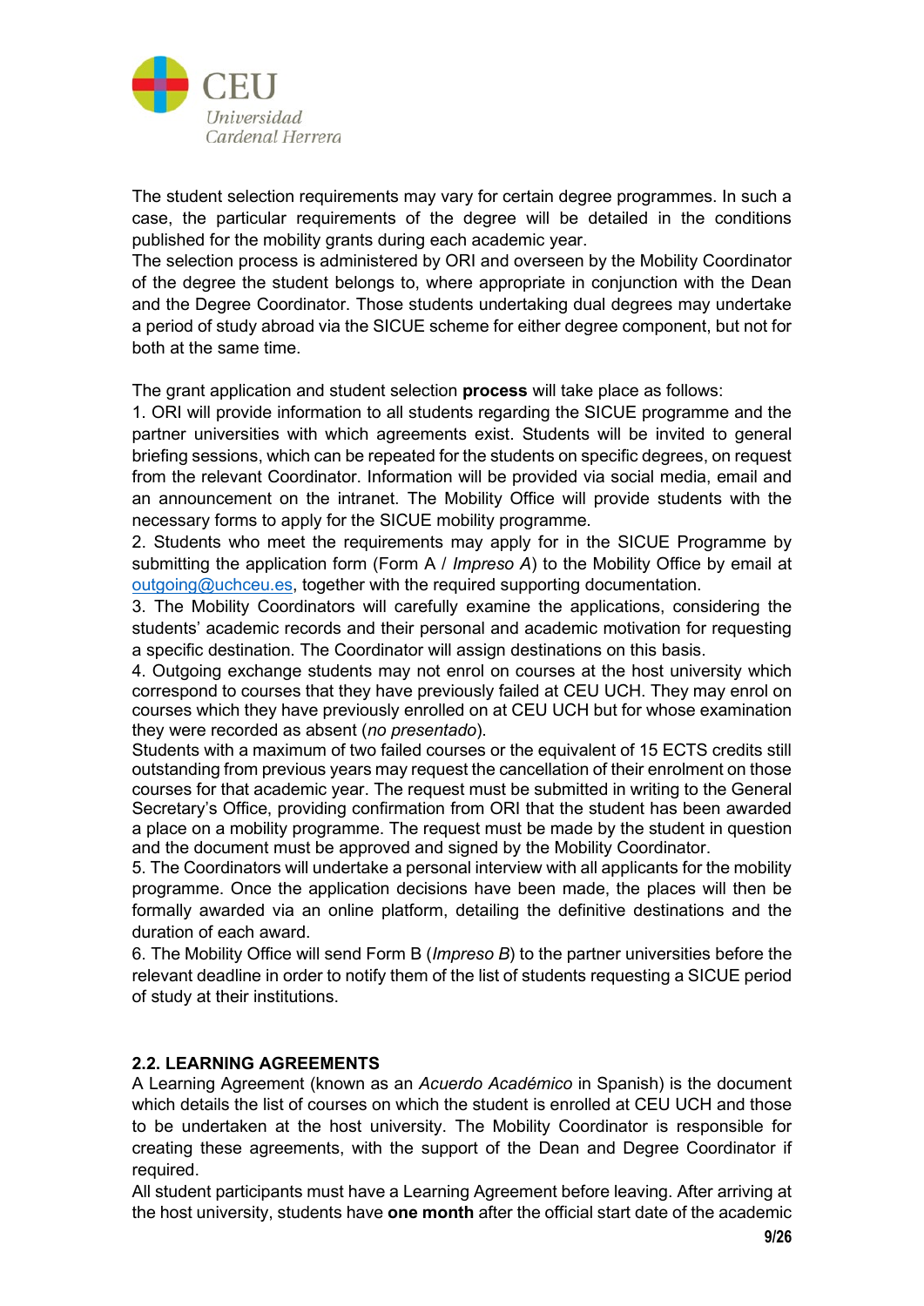The student selection requirements may vary for certain degree programmes. In such a case, the particular requirements of the degree will be detailed in the conditions published for the mobility grants during each academic year.
The selection process is administered by ORI and overseen by the Mobility Coordinator of the degree the student belongs to, where appropriate in conjunction with the Dean and the Degree Coordinator. Those students undertaking dual degrees may undertake a period of study abroad via the SICUE scheme for either degree component, but not for both at the same time.

The grant application and student selection **process** will take place as follows:

1. ORI will provide information to all students regarding the SICUE programme and the partner universities with which agreements exist. Students will be invited to general briefing sessions, which can be repeated for the students on specific degrees, on request from the relevant Coordinator. Information will be provided via social media, email and an announcement on the intranet. The Mobility Office will provide students with the necessary forms to apply for the SICUE mobility programme.
2. Students who meet the requirements may apply for in the SICUE Programme by submitting the application form (Form A / *Impreso A*) to the Mobility Office by email at outgoing@uchceu.es, together with the required supporting documentation.
3. The Mobility Coordinators will carefully examine the applications, considering the students' academic records and their personal and academic motivation for requesting a specific destination. The Coordinator will assign destinations on this basis.
4. Outgoing exchange students may not enrol on courses at the host university which correspond to courses that they have previously failed at CEU UCH. They may enrol on courses which they have previously enrolled on at CEU UCH but for whose examination they were recorded as absent (*no presentado*).
Students with a maximum of two failed courses or the equivalent of 15 ECTS credits still outstanding from previous years may request the cancellation of their enrolment on those courses for that academic year. The request must be submitted in writing to the General Secretary's Office, providing confirmation from ORI that the student has been awarded a place on a mobility programme. The request must be made by the student in question and the document must be approved and signed by the Mobility Coordinator.
5. The Coordinators will undertake a personal interview with all applicants for the mobility programme. Once the application decisions have been made, the places will then be formally awarded via an online platform, detailing the definitive destinations and the duration of each award.
6. The Mobility Office will send Form B (*Impreso B*) to the partner universities before the relevant deadline in order to notify them of the list of students requesting a SICUE period of study at their institutions.

### 2.2. LEARNING AGREEMENTS

A Learning Agreement (known as an *Acuerdo Académico* in Spanish) is the document which details the list of courses on which the student is enrolled at CEU UCH and those to be undertaken at the host university. The Mobility Coordinator is responsible for creating these agreements, with the support of the Dean and Degree Coordinator if required.
All student participants must have a Learning Agreement before leaving. After arriving at the host university, students have **one month** after the official start date of the academic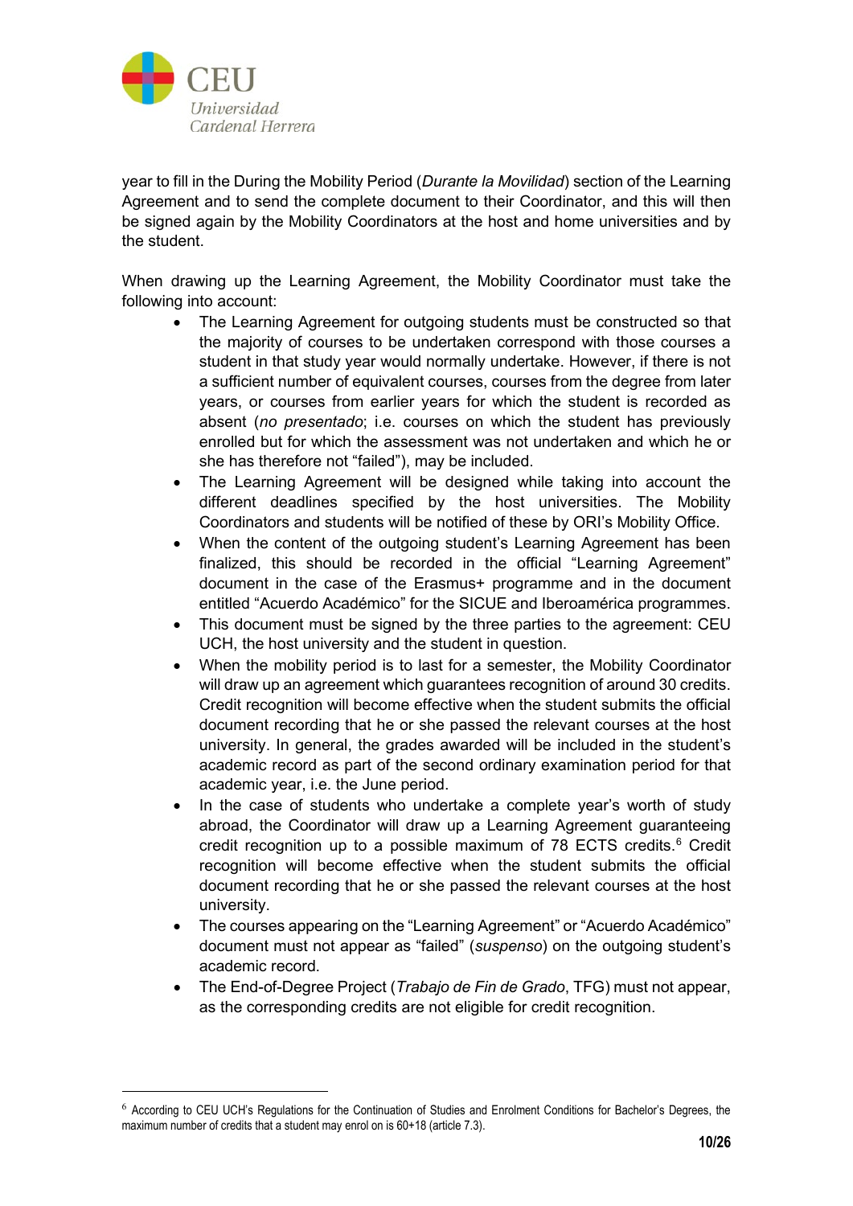year to fill in the During the Mobility Period (*Durante la Movilidad*) section of the Learning Agreement and to send the complete document to their Coordinator, and this will then be signed again by the Mobility Coordinators at the host and home universities and by the student.

When drawing up the Learning Agreement, the Mobility Coordinator must take the following into account:

- The Learning Agreement for outgoing students must be constructed so that the majority of courses to be undertaken correspond with those courses a student in that study year would normally undertake. However, if there is not a sufficient number of equivalent courses, courses from the degree from later years, or courses from earlier years for which the student is recorded as absent (*no presentado*; i.e. courses on which the student has previously enrolled but for which the assessment was not undertaken and which he or she has therefore not "failed"), may be included.
- The Learning Agreement will be designed while taking into account the different deadlines specified by the host universities. The Mobility Coordinators and students will be notified of these by ORI's Mobility Office.
- When the content of the outgoing student's Learning Agreement has been finalized, this should be recorded in the official "Learning Agreement" document in the case of the Erasmus+ programme and in the document entitled "Acuerdo Académico" for the SICUE and Iberoamérica programmes.
- This document must be signed by the three parties to the agreement: CEU UCH, the host university and the student in question.
- When the mobility period is to last for a semester, the Mobility Coordinator will draw up an agreement which guarantees recognition of around 30 credits. Credit recognition will become effective when the student submits the official document recording that he or she passed the relevant courses at the host university. In general, the grades awarded will be included in the student's academic record as part of the second ordinary examination period for that academic year, i.e. the June period.
- In the case of students who undertake a complete year's worth of study abroad, the Coordinator will draw up a Learning Agreement guaranteeing credit recognition up to a possible maximum of 78 ECTS credits.[6] Credit recognition will become effective when the student submits the official document recording that he or she passed the relevant courses at the host university.
- The courses appearing on the "Learning Agreement" or "Acuerdo Académico" document must not appear as "failed" (*suspenso*) on the outgoing student's academic record.
- The End-of-Degree Project (*Trabajo de Fin de Grado*, TFG) must not appear, as the corresponding credits are not eligible for credit recognition.

---

[6] According to CEU UCH's Regulations for the Continuation of Studies and Enrolment Conditions for Bachelor's Degrees, the maximum number of credits that a student may enrol on is 60+18 (article 7.3).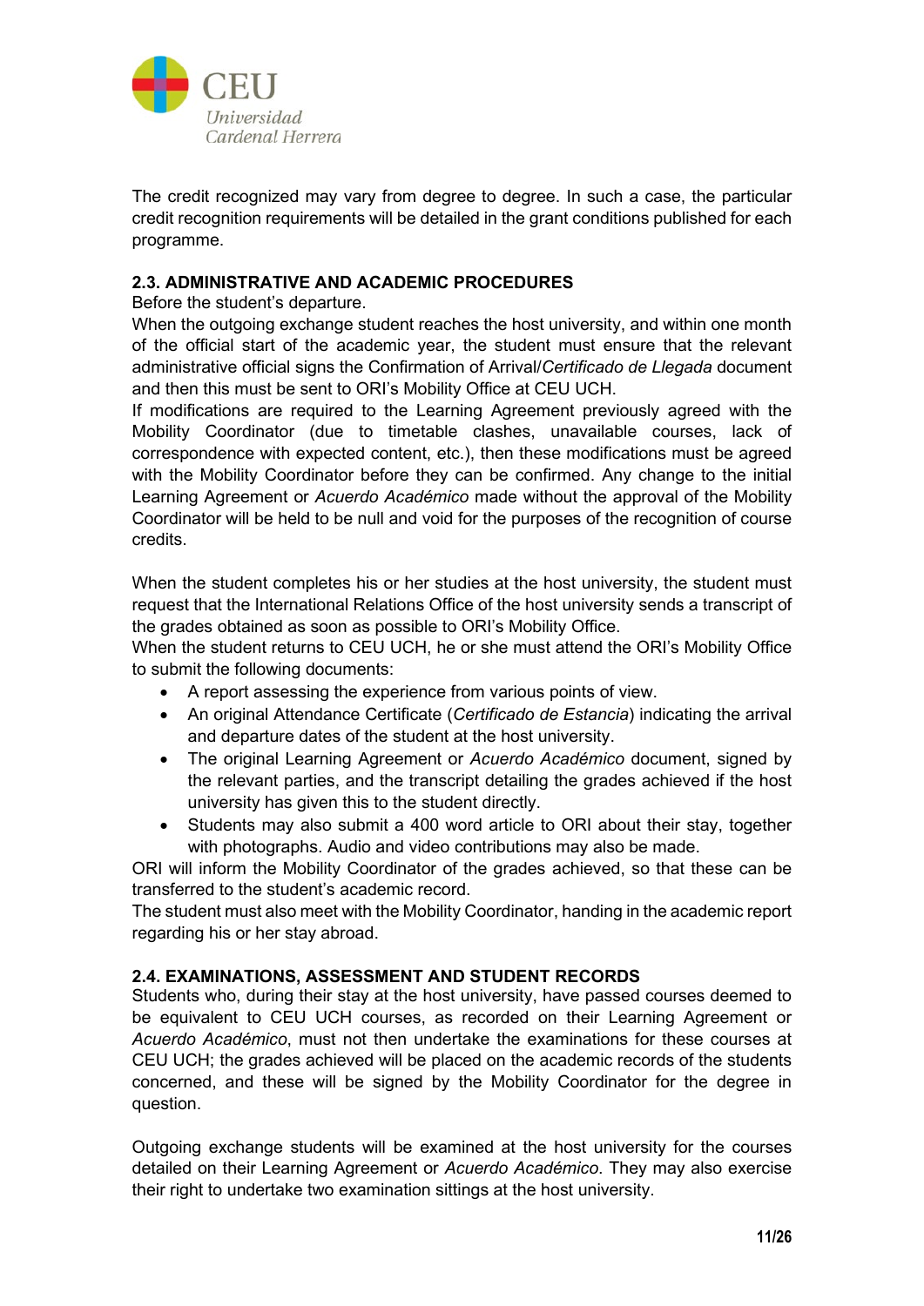The credit recognized may vary from degree to degree. In such a case, the particular credit recognition requirements will be detailed in the grant conditions published for each programme.

### 2.3. ADMINISTRATIVE AND ACADEMIC PROCEDURES

Before the student's departure.

When the outgoing exchange student reaches the host university, and within one month of the official start of the academic year, the student must ensure that the relevant administrative official signs the Confirmation of Arrival/*Certificado de Llegada* document and then this must be sent to ORI's Mobility Office at CEU UCH.

If modifications are required to the Learning Agreement previously agreed with the Mobility Coordinator (due to timetable clashes, unavailable courses, lack of correspondence with expected content, etc.), then these modifications must be agreed with the Mobility Coordinator before they can be confirmed. Any change to the initial Learning Agreement or *Acuerdo Académico* made without the approval of the Mobility Coordinator will be held to be null and void for the purposes of the recognition of course credits.

When the student completes his or her studies at the host university, the student must request that the International Relations Office of the host university sends a transcript of the grades obtained as soon as possible to ORI's Mobility Office.

When the student returns to CEU UCH, he or she must attend the ORI's Mobility Office to submit the following documents:

- A report assessing the experience from various points of view.
- An original Attendance Certificate (*Certificado de Estancia*) indicating the arrival and departure dates of the student at the host university.
- The original Learning Agreement or *Acuerdo Académico* document, signed by the relevant parties, and the transcript detailing the grades achieved if the host university has given this to the student directly.
- Students may also submit a 400 word article to ORI about their stay, together with photographs. Audio and video contributions may also be made.

ORI will inform the Mobility Coordinator of the grades achieved, so that these can be transferred to the student's academic record.

The student must also meet with the Mobility Coordinator, handing in the academic report regarding his or her stay abroad.

### 2.4. EXAMINATIONS, ASSESSMENT AND STUDENT RECORDS

Students who, during their stay at the host university, have passed courses deemed to be equivalent to CEU UCH courses, as recorded on their Learning Agreement or *Acuerdo Académico*, must not then undertake the examinations for these courses at CEU UCH; the grades achieved will be placed on the academic records of the students concerned, and these will be signed by the Mobility Coordinator for the degree in question.

Outgoing exchange students will be examined at the host university for the courses detailed on their Learning Agreement or *Acuerdo Académico*. They may also exercise their right to undertake two examination sittings at the host university.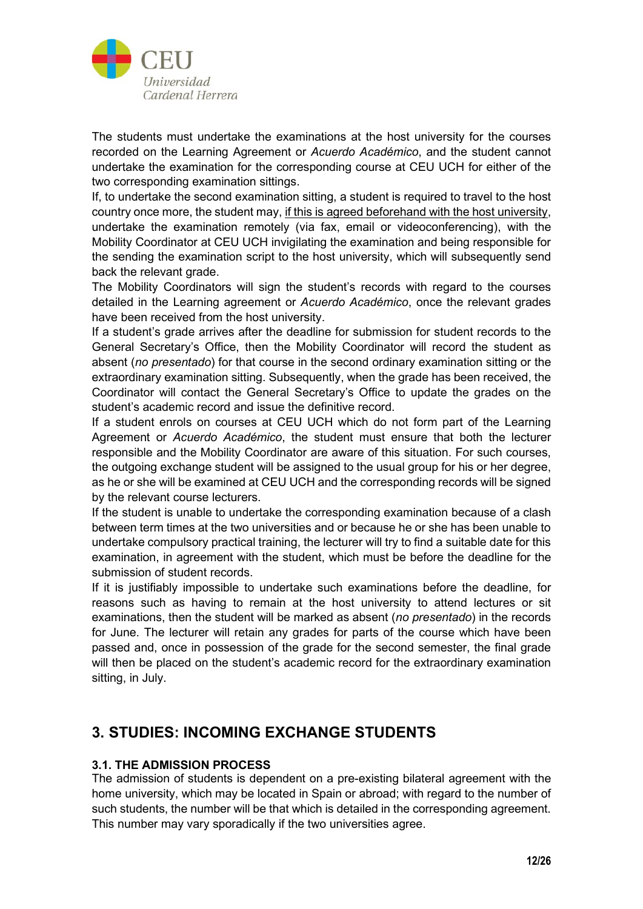The students must undertake the examinations at the host university for the courses recorded on the Learning Agreement or *Acuerdo Académico*, and the student cannot undertake the examination for the corresponding course at CEU UCH for either of the two corresponding examination sittings.

If, to undertake the second examination sitting, a student is required to travel to the host country once more, the student may, <u>if this is agreed beforehand with the host university</u>, undertake the examination remotely (via fax, email or videoconferencing), with the Mobility Coordinator at CEU UCH invigilating the examination and being responsible for the sending the examination script to the host university, which will subsequently send back the relevant grade.

The Mobility Coordinators will sign the student's records with regard to the courses detailed in the Learning agreement or *Acuerdo Académico*, once the relevant grades have been received from the host university.

If a student's grade arrives after the deadline for submission for student records to the General Secretary's Office, then the Mobility Coordinator will record the student as absent (*no presentado*) for that course in the second ordinary examination sitting or the extraordinary examination sitting. Subsequently, when the grade has been received, the Coordinator will contact the General Secretary's Office to update the grades on the student's academic record and issue the definitive record.

If a student enrols on courses at CEU UCH which do not form part of the Learning Agreement or *Acuerdo Académico*, the student must ensure that both the lecturer responsible and the Mobility Coordinator are aware of this situation. For such courses, the outgoing exchange student will be assigned to the usual group for his or her degree, as he or she will be examined at CEU UCH and the corresponding records will be signed by the relevant course lecturers.

If the student is unable to undertake the corresponding examination because of a clash between term times at the two universities and or because he or she has been unable to undertake compulsory practical training, the lecturer will try to find a suitable date for this examination, in agreement with the student, which must be before the deadline for the submission of student records.

If it is justifiably impossible to undertake such examinations before the deadline, for reasons such as having to remain at the host university to attend lectures or sit examinations, then the student will be marked as absent (*no presentado*) in the records for June. The lecturer will retain any grades for parts of the course which have been passed and, once in possession of the grade for the second semester, the final grade will then be placed on the student's academic record for the extraordinary examination sitting, in July.

## 3. STUDIES: INCOMING EXCHANGE STUDENTS

### 3.1. THE ADMISSION PROCESS

The admission of students is dependent on a pre-existing bilateral agreement with the home university, which may be located in Spain or abroad; with regard to the number of such students, the number will be that which is detailed in the corresponding agreement. This number may vary sporadically if the two universities agree.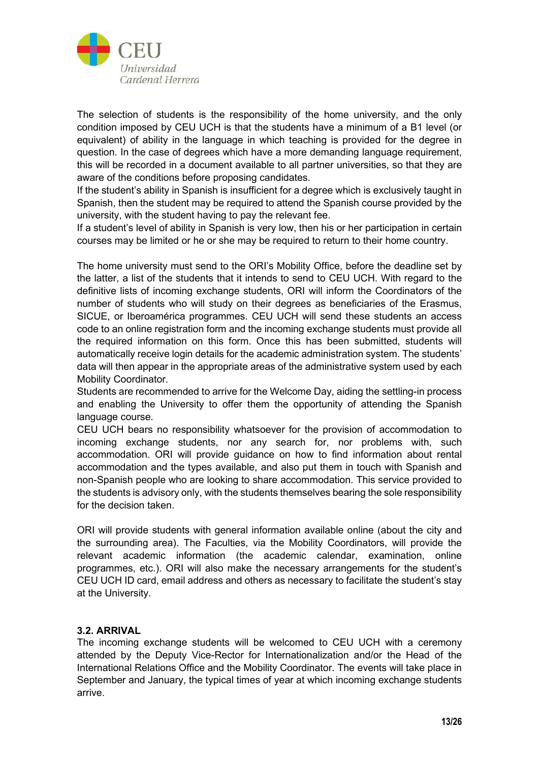The selection of students is the responsibility of the home university, and the only condition imposed by CEU UCH is that the students have a minimum of a B1 level (or equivalent) of ability in the language in which teaching is provided for the degree in question. In the case of degrees which have a more demanding language requirement, this will be recorded in a document available to all partner universities, so that they are aware of the conditions before proposing candidates.

If the student's ability in Spanish is insufficient for a degree which is exclusively taught in Spanish, then the student may be required to attend the Spanish course provided by the university, with the student having to pay the relevant fee.

If a student's level of ability in Spanish is very low, then his or her participation in certain courses may be limited or he or she may be required to return to their home country.

The home university must send to the ORI's Mobility Office, before the deadline set by the latter, a list of the students that it intends to send to CEU UCH. With regard to the definitive lists of incoming exchange students, ORI will inform the Coordinators of the number of students who will study on their degrees as beneficiaries of the Erasmus, SICUE, or Iberoamérica programmes. CEU UCH will send these students an access code to an online registration form and the incoming exchange students must provide all the required information on this form. Once this has been submitted, students will automatically receive login details for the academic administration system. The students' data will then appear in the appropriate areas of the administrative system used by each Mobility Coordinator.

Students are recommended to arrive for the Welcome Day, aiding the settling-in process and enabling the University to offer them the opportunity of attending the Spanish language course.

CEU UCH bears no responsibility whatsoever for the provision of accommodation to incoming exchange students, nor any search for, nor problems with, such accommodation. ORI will provide guidance on how to find information about rental accommodation and the types available, and also put them in touch with Spanish and non-Spanish people who are looking to share accommodation. This service provided to the students is advisory only, with the students themselves bearing the sole responsibility for the decision taken.

ORI will provide students with general information available online (about the city and the surrounding area). The Faculties, via the Mobility Coordinators, will provide the relevant academic information (the academic calendar, examination, online programmes, etc.). ORI will also make the necessary arrangements for the student's CEU UCH ID card, email address and others as necessary to facilitate the student's stay at the University.

### 3.2. ARRIVAL

The incoming exchange students will be welcomed to CEU UCH with a ceremony attended by the Deputy Vice-Rector for Internationalization and/or the Head of the International Relations Office and the Mobility Coordinator. The events will take place in September and January, the typical times of year at which incoming exchange students arrive.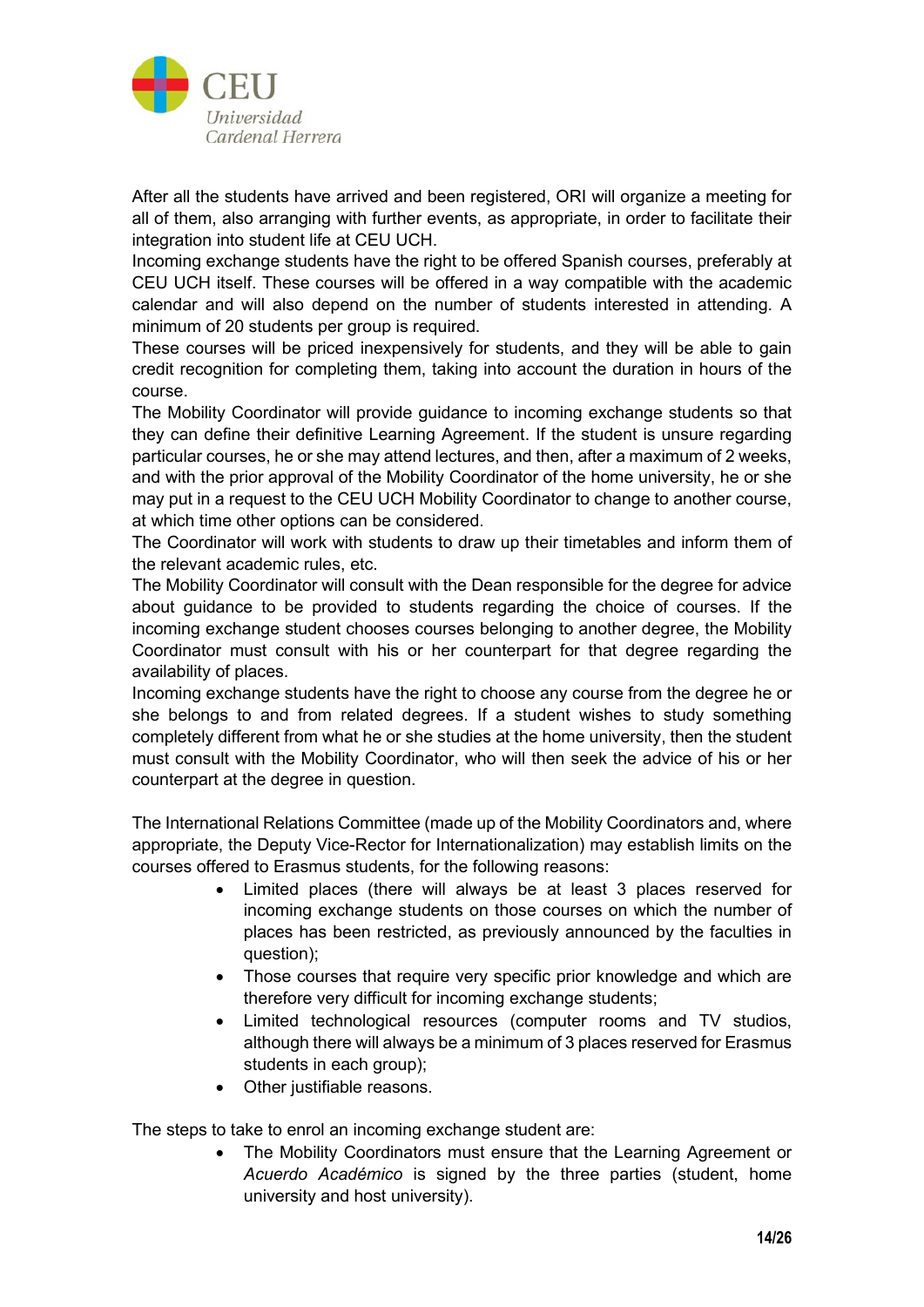After all the students have arrived and been registered, ORI will organize a meeting for all of them, also arranging with further events, as appropriate, in order to facilitate their integration into student life at CEU UCH.

Incoming exchange students have the right to be offered Spanish courses, preferably at CEU UCH itself. These courses will be offered in a way compatible with the academic calendar and will also depend on the number of students interested in attending. A minimum of 20 students per group is required.

These courses will be priced inexpensively for students, and they will be able to gain credit recognition for completing them, taking into account the duration in hours of the course.

The Mobility Coordinator will provide guidance to incoming exchange students so that they can define their definitive Learning Agreement. If the student is unsure regarding particular courses, he or she may attend lectures, and then, after a maximum of 2 weeks, and with the prior approval of the Mobility Coordinator of the home university, he or she may put in a request to the CEU UCH Mobility Coordinator to change to another course, at which time other options can be considered.

The Coordinator will work with students to draw up their timetables and inform them of the relevant academic rules, etc.

The Mobility Coordinator will consult with the Dean responsible for the degree for advice about guidance to be provided to students regarding the choice of courses. If the incoming exchange student chooses courses belonging to another degree, the Mobility Coordinator must consult with his or her counterpart for that degree regarding the availability of places.

Incoming exchange students have the right to choose any course from the degree he or she belongs to and from related degrees. If a student wishes to study something completely different from what he or she studies at the home university, then the student must consult with the Mobility Coordinator, who will then seek the advice of his or her counterpart at the degree in question.

The International Relations Committee (made up of the Mobility Coordinators and, where appropriate, the Deputy Vice-Rector for Internationalization) may establish limits on the courses offered to Erasmus students, for the following reasons:

- Limited places (there will always be at least 3 places reserved for incoming exchange students on those courses on which the number of places has been restricted, as previously announced by the faculties in question);
- Those courses that require very specific prior knowledge and which are therefore very difficult for incoming exchange students;
- Limited technological resources (computer rooms and TV studios, although there will always be a minimum of 3 places reserved for Erasmus students in each group);
- Other justifiable reasons.

The steps to take to enrol an incoming exchange student are:

- The Mobility Coordinators must ensure that the Learning Agreement or *Acuerdo Académico* is signed by the three parties (student, home university and host university).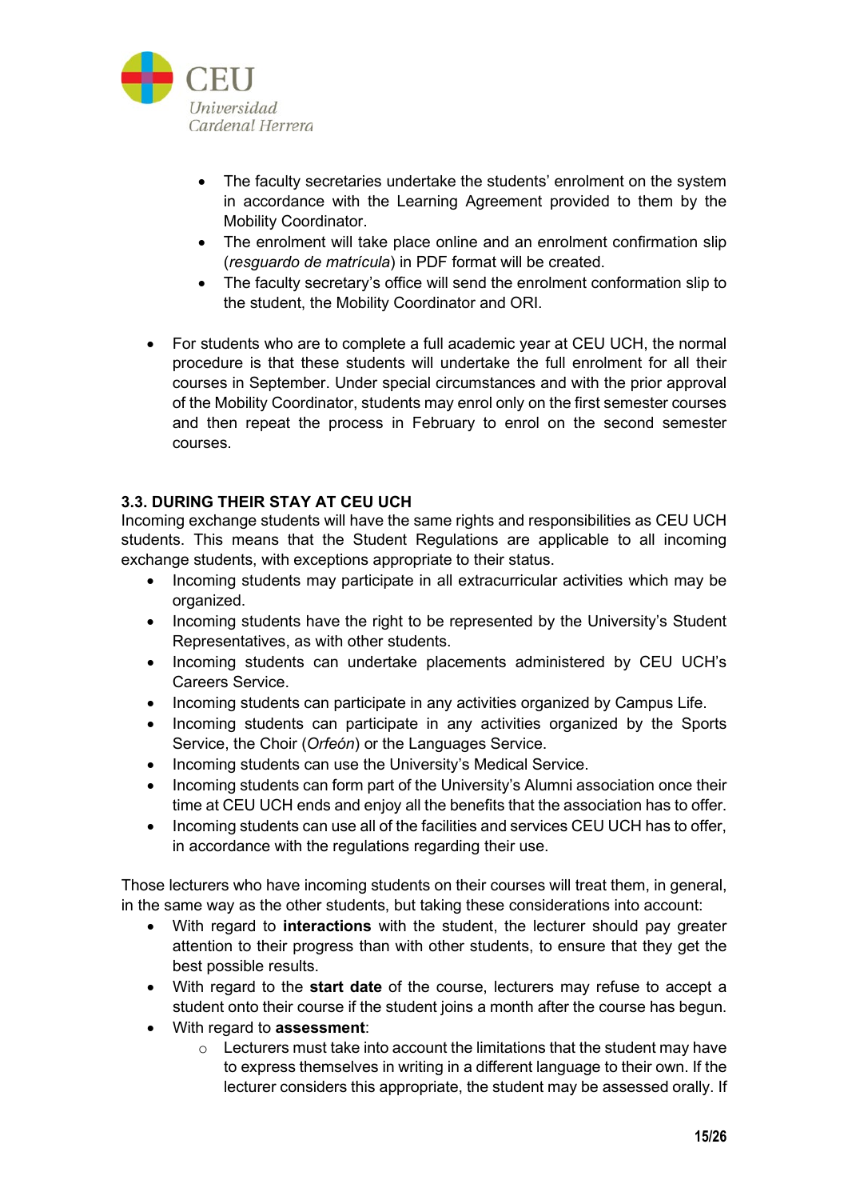- The faculty secretaries undertake the students' enrolment on the system in accordance with the Learning Agreement provided to them by the Mobility Coordinator.
    - The enrolment will take place online and an enrolment confirmation slip (*resguardo de matrícula*) in PDF format will be created.
    - The faculty secretary's office will send the enrolment conformation slip to the student, the Mobility Coordinator and ORI.

- For students who are to complete a full academic year at CEU UCH, the normal procedure is that these students will undertake the full enrolment for all their courses in September. Under special circumstances and with the prior approval of the Mobility Coordinator, students may enrol only on the first semester courses and then repeat the process in February to enrol on the second semester courses.

### 3.3. DURING THEIR STAY AT CEU UCH

Incoming exchange students will have the same rights and responsibilities as CEU UCH students. This means that the Student Regulations are applicable to all incoming exchange students, with exceptions appropriate to their status.

- Incoming students may participate in all extracurricular activities which may be organized.
- Incoming students have the right to be represented by the University's Student Representatives, as with other students.
- Incoming students can undertake placements administered by CEU UCH's Careers Service.
- Incoming students can participate in any activities organized by Campus Life.
- Incoming students can participate in any activities organized by the Sports Service, the Choir (*Orfeón*) or the Languages Service.
- Incoming students can use the University's Medical Service.
- Incoming students can form part of the University's Alumni association once their time at CEU UCH ends and enjoy all the benefits that the association has to offer.
- Incoming students can use all of the facilities and services CEU UCH has to offer, in accordance with the regulations regarding their use.

Those lecturers who have incoming students on their courses will treat them, in general, in the same way as the other students, but taking these considerations into account:

- With regard to **interactions** with the student, the lecturer should pay greater attention to their progress than with other students, to ensure that they get the best possible results.
- With regard to the **start date** of the course, lecturers may refuse to accept a student onto their course if the student joins a month after the course has begun.
- With regard to **assessment**:
    - Lecturers must take into account the limitations that the student may have to express themselves in writing in a different language to their own. If the lecturer considers this appropriate, the student may be assessed orally. If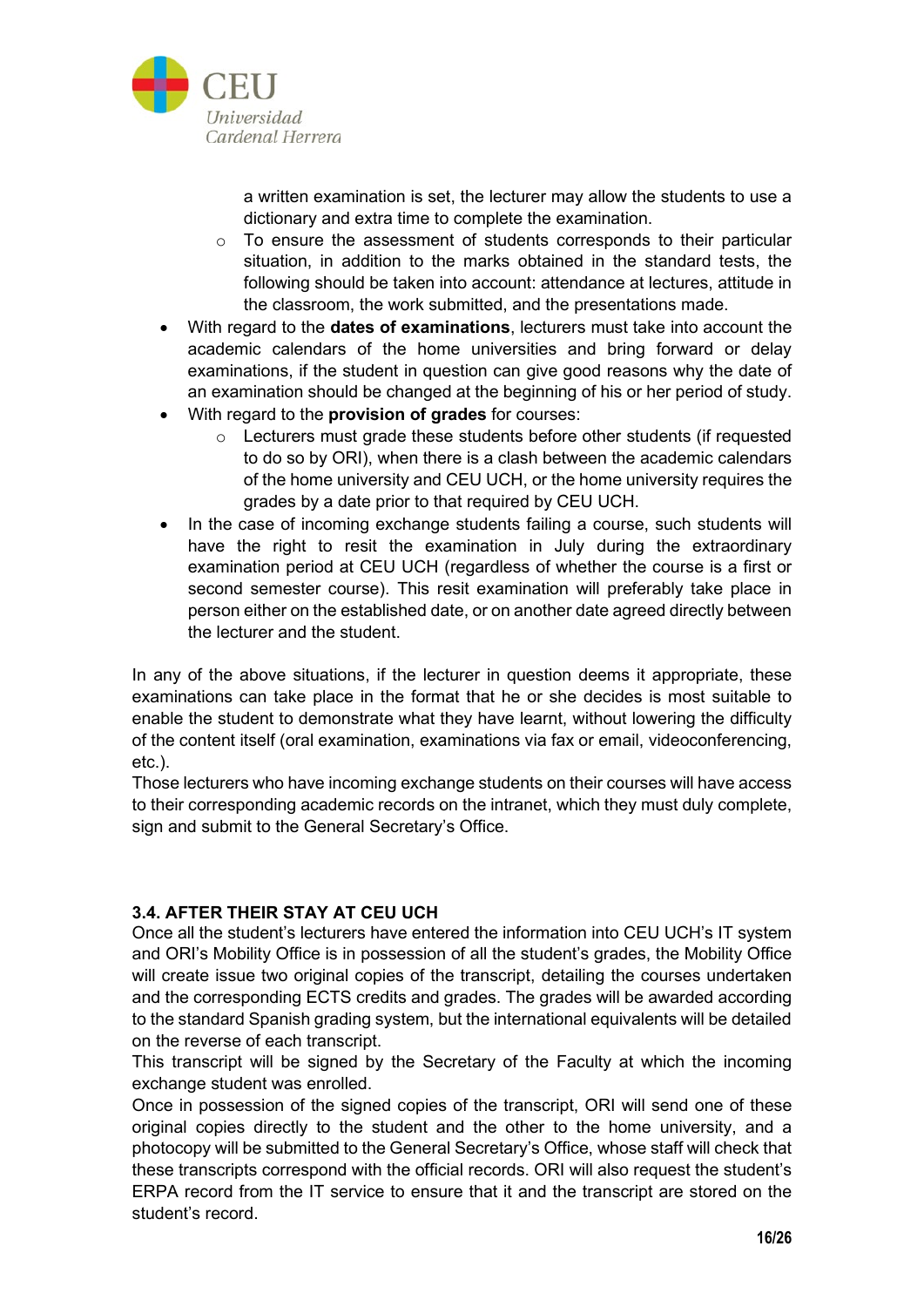a written examination is set, the lecturer may allow the students to use a dictionary and extra time to complete the examination.
  - To ensure the assessment of students corresponds to their particular situation, in addition to the marks obtained in the standard tests, the following should be taken into account: attendance at lectures, attitude in the classroom, the work submitted, and the presentations made.
- With regard to the **dates of examinations**, lecturers must take into account the academic calendars of the home universities and bring forward or delay examinations, if the student in question can give good reasons why the date of an examination should be changed at the beginning of his or her period of study.
- With regard to the **provision of grades** for courses:
  - Lecturers must grade these students before other students (if requested to do so by ORI), when there is a clash between the academic calendars of the home university and CEU UCH, or the home university requires the grades by a date prior to that required by CEU UCH.
- In the case of incoming exchange students failing a course, such students will have the right to resit the examination in July during the extraordinary examination period at CEU UCH (regardless of whether the course is a first or second semester course). This resit examination will preferably take place in person either on the established date, or on another date agreed directly between the lecturer and the student.

In any of the above situations, if the lecturer in question deems it appropriate, these examinations can take place in the format that he or she decides is most suitable to enable the student to demonstrate what they have learnt, without lowering the difficulty of the content itself (oral examination, examinations via fax or email, videoconferencing, etc.).

Those lecturers who have incoming exchange students on their courses will have access to their corresponding academic records on the intranet, which they must duly complete, sign and submit to the General Secretary's Office.

### 3.4. AFTER THEIR STAY AT CEU UCH

Once all the student's lecturers have entered the information into CEU UCH's IT system and ORI's Mobility Office is in possession of all the student's grades, the Mobility Office will create issue two original copies of the transcript, detailing the courses undertaken and the corresponding ECTS credits and grades. The grades will be awarded according to the standard Spanish grading system, but the international equivalents will be detailed on the reverse of each transcript.

This transcript will be signed by the Secretary of the Faculty at which the incoming exchange student was enrolled.

Once in possession of the signed copies of the transcript, ORI will send one of these original copies directly to the student and the other to the home university, and a photocopy will be submitted to the General Secretary's Office, whose staff will check that these transcripts correspond with the official records. ORI will also request the student's ERPA record from the IT service to ensure that it and the transcript are stored on the student's record.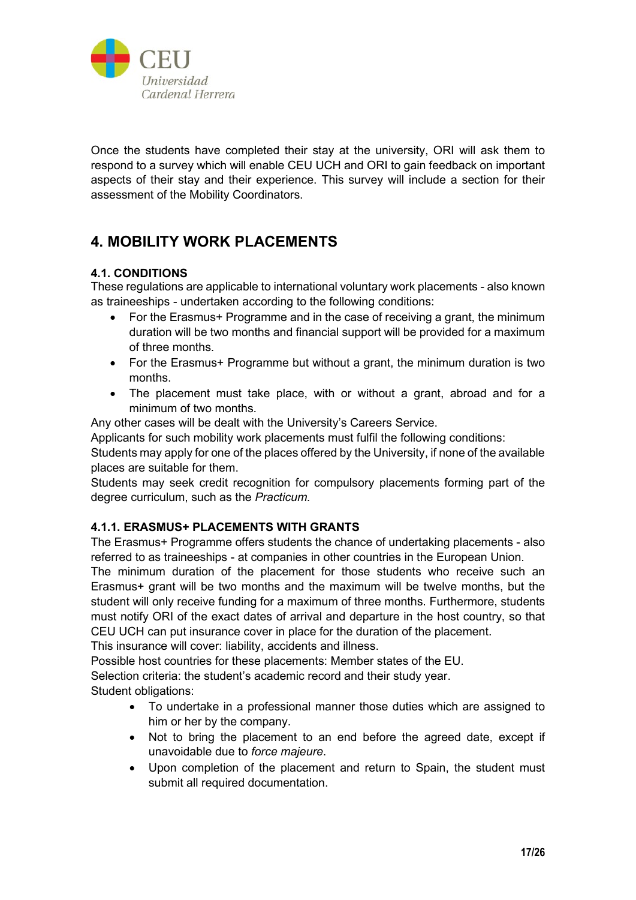Once the students have completed their stay at the university, ORI will ask them to respond to a survey which will enable CEU UCH and ORI to gain feedback on important aspects of their stay and their experience. This survey will include a section for their assessment of the Mobility Coordinators.

## 4. MOBILITY WORK PLACEMENTS

### 4.1. CONDITIONS

These regulations are applicable to international voluntary work placements - also known as traineeships - undertaken according to the following conditions:

- For the Erasmus+ Programme and in the case of receiving a grant, the minimum duration will be two months and financial support will be provided for a maximum of three months.
- For the Erasmus+ Programme but without a grant, the minimum duration is two months.
- The placement must take place, with or without a grant, abroad and for a minimum of two months.

Any other cases will be dealt with the University's Careers Service.

Applicants for such mobility work placements must fulfil the following conditions:

Students may apply for one of the places offered by the University, if none of the available places are suitable for them.

Students may seek credit recognition for compulsory placements forming part of the degree curriculum, such as the *Practicum.*

#### 4.1.1. ERASMUS+ PLACEMENTS WITH GRANTS

The Erasmus+ Programme offers students the chance of undertaking placements - also referred to as traineeships - at companies in other countries in the European Union.

The minimum duration of the placement for those students who receive such an Erasmus+ grant will be two months and the maximum will be twelve months, but the student will only receive funding for a maximum of three months. Furthermore, students must notify ORI of the exact dates of arrival and departure in the host country, so that CEU UCH can put insurance cover in place for the duration of the placement.

This insurance will cover: liability, accidents and illness.

Possible host countries for these placements: Member states of the EU.

Selection criteria: the student's academic record and their study year.

Student obligations:

- To undertake in a professional manner those duties which are assigned to him or her by the company.
- Not to bring the placement to an end before the agreed date, except if unavoidable due to *force majeure*.
- Upon completion of the placement and return to Spain, the student must submit all required documentation.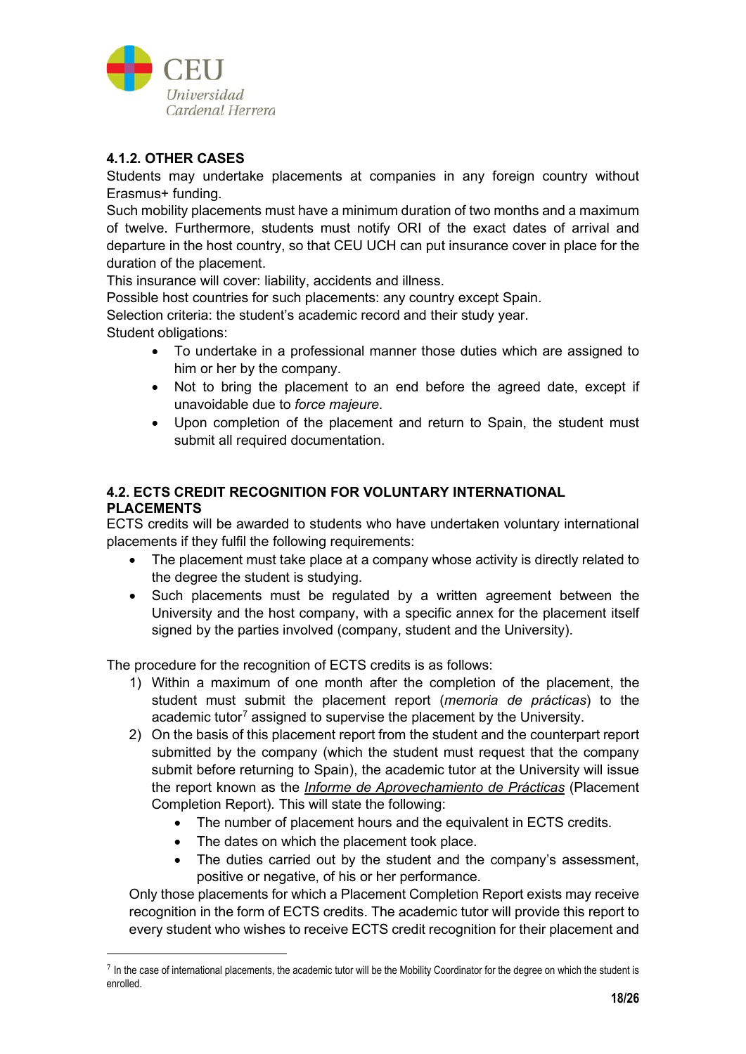#### 4.1.2. OTHER CASES

Students may undertake placements at companies in any foreign country without Erasmus+ funding.

Such mobility placements must have a minimum duration of two months and a maximum of twelve. Furthermore, students must notify ORI of the exact dates of arrival and departure in the host country, so that CEU UCH can put insurance cover in place for the duration of the placement.

This insurance will cover: liability, accidents and illness.

Possible host countries for such placements: any country except Spain.

Selection criteria: the student's academic record and their study year.

Student obligations:

- To undertake in a professional manner those duties which are assigned to him or her by the company.
- Not to bring the placement to an end before the agreed date, except if unavoidable due to *force majeure*.
- Upon completion of the placement and return to Spain, the student must submit all required documentation.

### 4.2. ECTS CREDIT RECOGNITION FOR VOLUNTARY INTERNATIONAL PLACEMENTS

ECTS credits will be awarded to students who have undertaken voluntary international placements if they fulfil the following requirements:

- The placement must take place at a company whose activity is directly related to the degree the student is studying.
- Such placements must be regulated by a written agreement between the University and the host company, with a specific annex for the placement itself signed by the parties involved (company, student and the University).

The procedure for the recognition of ECTS credits is as follows:

1) Within a maximum of one month after the completion of the placement, the student must submit the placement report (*memoria de prácticas*) to the academic tutor[7] assigned to supervise the placement by the University.
2) On the basis of this placement report from the student and the counterpart report submitted by the company (which the student must request that the company submit before returning to Spain), the academic tutor at the University will issue the report known as the *Informe de Aprovechamiento de Prácticas* (Placement Completion Report). This will state the following:
   - The number of placement hours and the equivalent in ECTS credits.
   - The dates on which the placement took place.
   - The duties carried out by the student and the company's assessment, positive or negative, of his or her performance.

   Only those placements for which a Placement Completion Report exists may receive recognition in the form of ECTS credits. The academic tutor will provide this report to every student who wishes to receive ECTS credit recognition for their placement and

[7] In the case of international placements, the academic tutor will be the Mobility Coordinator for the degree on which the student is enrolled.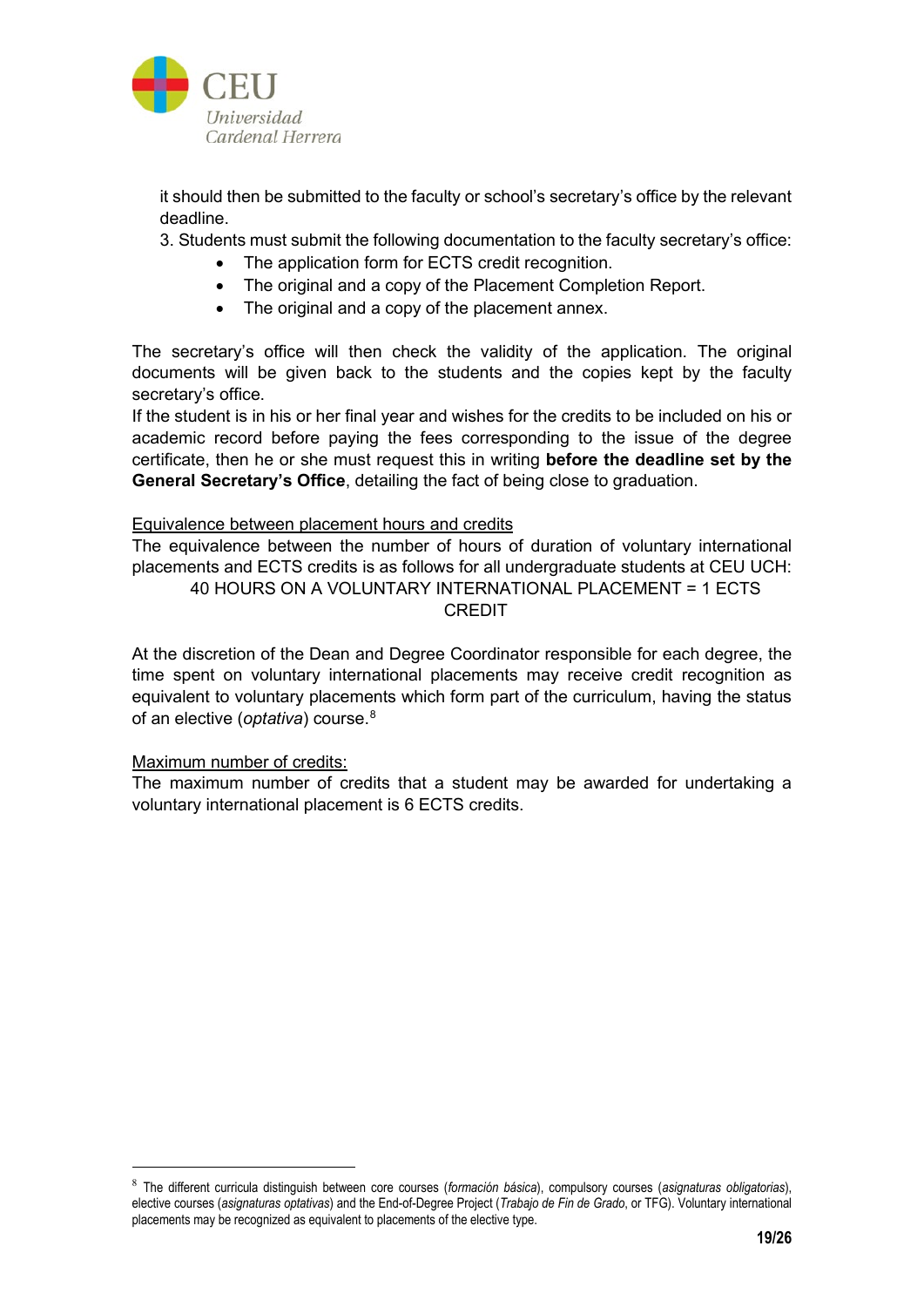it should then be submitted to the faculty or school's secretary's office by the relevant deadline.

3. Students must submit the following documentation to the faculty secretary's office:
    - The application form for ECTS credit recognition.
    - The original and a copy of the Placement Completion Report.
    - The original and a copy of the placement annex.

The secretary's office will then check the validity of the application. The original documents will be given back to the students and the copies kept by the faculty secretary's office.

If the student is in his or her final year and wishes for the credits to be included on his or academic record before paying the fees corresponding to the issue of the degree certificate, then he or she must request this in writing **before the deadline set by the General Secretary's Office**, detailing the fact of being close to graduation.

<u>Equivalence between placement hours and credits</u>

The equivalence between the number of hours of duration of voluntary international placements and ECTS credits is as follows for all undergraduate students at CEU UCH:

40 HOURS ON A VOLUNTARY INTERNATIONAL PLACEMENT = 1 ECTS CREDIT

At the discretion of the Dean and Degree Coordinator responsible for each degree, the time spent on voluntary international placements may receive credit recognition as equivalent to voluntary placements which form part of the curriculum, having the status of an elective (*optativa*) course.[8]

<u>Maximum number of credits:</u>

The maximum number of credits that a student may be awarded for undertaking a voluntary international placement is 6 ECTS credits.

[8] The different curricula distinguish between core courses (*formación básica*), compulsory courses (*asignaturas obligatorias*), elective courses (*asignaturas optativas*) and the End-of-Degree Project (*Trabajo de Fin de Grado*, or TFG). Voluntary international placements may be recognized as equivalent to placements of the elective type.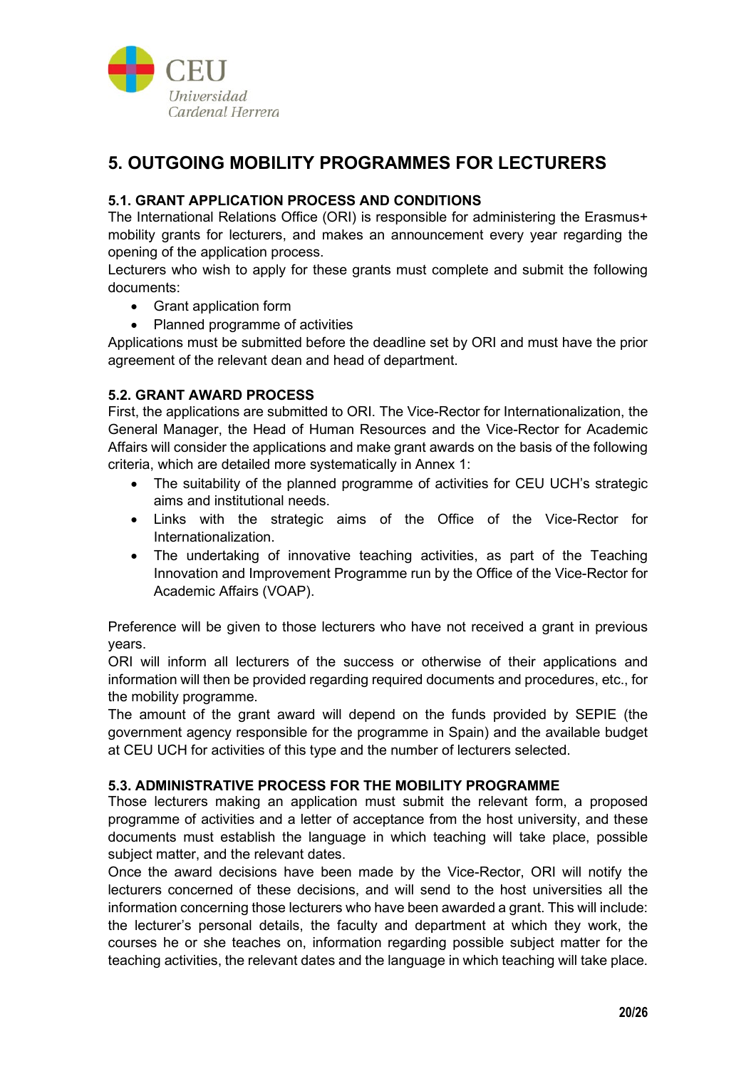# 5. OUTGOING MOBILITY PROGRAMMES FOR LECTURERS

## 5.1. GRANT APPLICATION PROCESS AND CONDITIONS

The International Relations Office (ORI) is responsible for administering the Erasmus+ mobility grants for lecturers, and makes an announcement every year regarding the opening of the application process.

Lecturers who wish to apply for these grants must complete and submit the following documents:

- Grant application form
- Planned programme of activities

Applications must be submitted before the deadline set by ORI and must have the prior agreement of the relevant dean and head of department.

## 5.2. GRANT AWARD PROCESS

First, the applications are submitted to ORI. The Vice-Rector for Internationalization, the General Manager, the Head of Human Resources and the Vice-Rector for Academic Affairs will consider the applications and make grant awards on the basis of the following criteria, which are detailed more systematically in Annex 1:

- The suitability of the planned programme of activities for CEU UCH's strategic aims and institutional needs.
- Links with the strategic aims of the Office of the Vice-Rector for Internationalization.
- The undertaking of innovative teaching activities, as part of the Teaching Innovation and Improvement Programme run by the Office of the Vice-Rector for Academic Affairs (VOAP).

Preference will be given to those lecturers who have not received a grant in previous years.

ORI will inform all lecturers of the success or otherwise of their applications and information will then be provided regarding required documents and procedures, etc., for the mobility programme.

The amount of the grant award will depend on the funds provided by SEPIE (the government agency responsible for the programme in Spain) and the available budget at CEU UCH for activities of this type and the number of lecturers selected.

## 5.3. ADMINISTRATIVE PROCESS FOR THE MOBILITY PROGRAMME

Those lecturers making an application must submit the relevant form, a proposed programme of activities and a letter of acceptance from the host university, and these documents must establish the language in which teaching will take place, possible subject matter, and the relevant dates.

Once the award decisions have been made by the Vice-Rector, ORI will notify the lecturers concerned of these decisions, and will send to the host universities all the information concerning those lecturers who have been awarded a grant. This will include: the lecturer's personal details, the faculty and department at which they work, the courses he or she teaches on, information regarding possible subject matter for the teaching activities, the relevant dates and the language in which teaching will take place.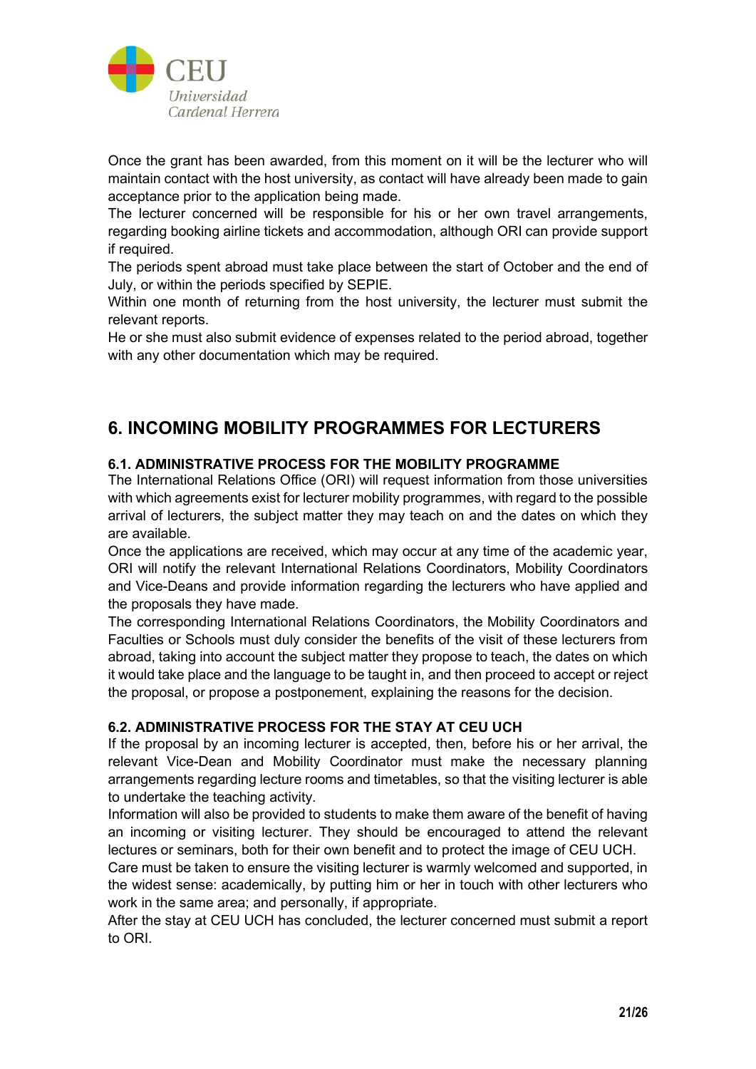Once the grant has been awarded, from this moment on it will be the lecturer who will maintain contact with the host university, as contact will have already been made to gain acceptance prior to the application being made.

The lecturer concerned will be responsible for his or her own travel arrangements, regarding booking airline tickets and accommodation, although ORI can provide support if required.

The periods spent abroad must take place between the start of October and the end of July, or within the periods specified by SEPIE.

Within one month of returning from the host university, the lecturer must submit the relevant reports.

He or she must also submit evidence of expenses related to the period abroad, together with any other documentation which may be required.

## 6. INCOMING MOBILITY PROGRAMMES FOR LECTURERS

### 6.1. ADMINISTRATIVE PROCESS FOR THE MOBILITY PROGRAMME

The International Relations Office (ORI) will request information from those universities with which agreements exist for lecturer mobility programmes, with regard to the possible arrival of lecturers, the subject matter they may teach on and the dates on which they are available.

Once the applications are received, which may occur at any time of the academic year, ORI will notify the relevant International Relations Coordinators, Mobility Coordinators and Vice-Deans and provide information regarding the lecturers who have applied and the proposals they have made.

The corresponding International Relations Coordinators, the Mobility Coordinators and Faculties or Schools must duly consider the benefits of the visit of these lecturers from abroad, taking into account the subject matter they propose to teach, the dates on which it would take place and the language to be taught in, and then proceed to accept or reject the proposal, or propose a postponement, explaining the reasons for the decision.

### 6.2. ADMINISTRATIVE PROCESS FOR THE STAY AT CEU UCH

If the proposal by an incoming lecturer is accepted, then, before his or her arrival, the relevant Vice-Dean and Mobility Coordinator must make the necessary planning arrangements regarding lecture rooms and timetables, so that the visiting lecturer is able to undertake the teaching activity.

Information will also be provided to students to make them aware of the benefit of having an incoming or visiting lecturer. They should be encouraged to attend the relevant lectures or seminars, both for their own benefit and to protect the image of CEU UCH.

Care must be taken to ensure the visiting lecturer is warmly welcomed and supported, in the widest sense: academically, by putting him or her in touch with other lecturers who work in the same area; and personally, if appropriate.

After the stay at CEU UCH has concluded, the lecturer concerned must submit a report to ORI.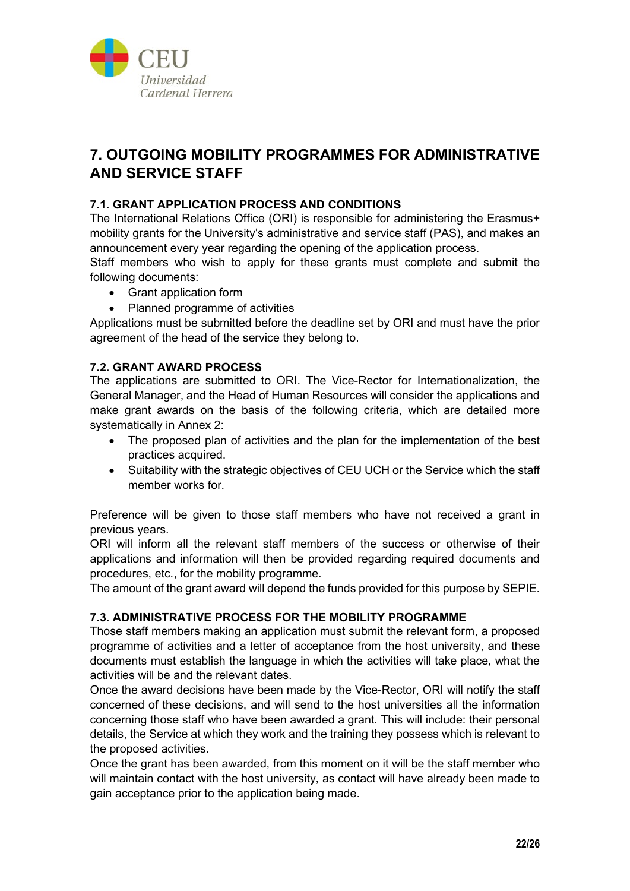# 7. OUTGOING MOBILITY PROGRAMMES FOR ADMINISTRATIVE AND SERVICE STAFF

## 7.1. GRANT APPLICATION PROCESS AND CONDITIONS

The International Relations Office (ORI) is responsible for administering the Erasmus+ mobility grants for the University's administrative and service staff (PAS), and makes an announcement every year regarding the opening of the application process.

Staff members who wish to apply for these grants must complete and submit the following documents:

- Grant application form
- Planned programme of activities

Applications must be submitted before the deadline set by ORI and must have the prior agreement of the head of the service they belong to.

## 7.2. GRANT AWARD PROCESS

The applications are submitted to ORI. The Vice-Rector for Internationalization, the General Manager, and the Head of Human Resources will consider the applications and make grant awards on the basis of the following criteria, which are detailed more systematically in Annex 2:

- The proposed plan of activities and the plan for the implementation of the best practices acquired.
- Suitability with the strategic objectives of CEU UCH or the Service which the staff member works for.

Preference will be given to those staff members who have not received a grant in previous years.

ORI will inform all the relevant staff members of the success or otherwise of their applications and information will then be provided regarding required documents and procedures, etc., for the mobility programme.

The amount of the grant award will depend the funds provided for this purpose by SEPIE.

## 7.3. ADMINISTRATIVE PROCESS FOR THE MOBILITY PROGRAMME

Those staff members making an application must submit the relevant form, a proposed programme of activities and a letter of acceptance from the host university, and these documents must establish the language in which the activities will take place, what the activities will be and the relevant dates.

Once the award decisions have been made by the Vice-Rector, ORI will notify the staff concerned of these decisions, and will send to the host universities all the information concerning those staff who have been awarded a grant. This will include: their personal details, the Service at which they work and the training they possess which is relevant to the proposed activities.

Once the grant has been awarded, from this moment on it will be the staff member who will maintain contact with the host university, as contact will have already been made to gain acceptance prior to the application being made.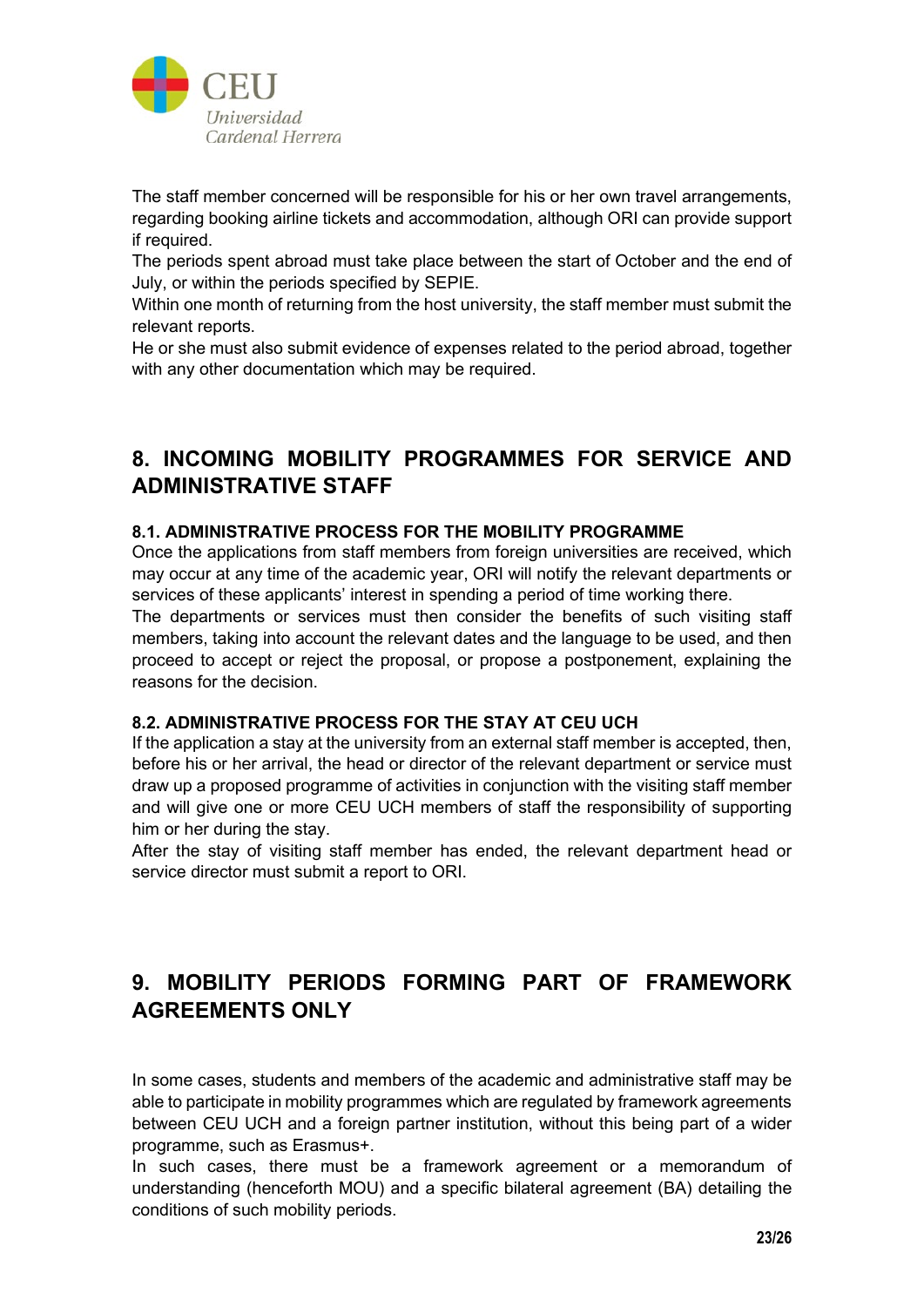The staff member concerned will be responsible for his or her own travel arrangements, regarding booking airline tickets and accommodation, although ORI can provide support if required.
The periods spent abroad must take place between the start of October and the end of July, or within the periods specified by SEPIE.
Within one month of returning from the host university, the staff member must submit the relevant reports.
He or she must also submit evidence of expenses related to the period abroad, together with any other documentation which may be required.

## 8. INCOMING MOBILITY PROGRAMMES FOR SERVICE AND ADMINISTRATIVE STAFF

### 8.1. ADMINISTRATIVE PROCESS FOR THE MOBILITY PROGRAMME

Once the applications from staff members from foreign universities are received, which may occur at any time of the academic year, ORI will notify the relevant departments or services of these applicants' interest in spending a period of time working there.
The departments or services must then consider the benefits of such visiting staff members, taking into account the relevant dates and the language to be used, and then proceed to accept or reject the proposal, or propose a postponement, explaining the reasons for the decision.

### 8.2. ADMINISTRATIVE PROCESS FOR THE STAY AT CEU UCH

If the application a stay at the university from an external staff member is accepted, then, before his or her arrival, the head or director of the relevant department or service must draw up a proposed programme of activities in conjunction with the visiting staff member and will give one or more CEU UCH members of staff the responsibility of supporting him or her during the stay.
After the stay of visiting staff member has ended, the relevant department head or service director must submit a report to ORI.

## 9. MOBILITY PERIODS FORMING PART OF FRAMEWORK AGREEMENTS ONLY

In some cases, students and members of the academic and administrative staff may be able to participate in mobility programmes which are regulated by framework agreements between CEU UCH and a foreign partner institution, without this being part of a wider programme, such as Erasmus+.
In such cases, there must be a framework agreement or a memorandum of understanding (henceforth MOU) and a specific bilateral agreement (BA) detailing the conditions of such mobility periods.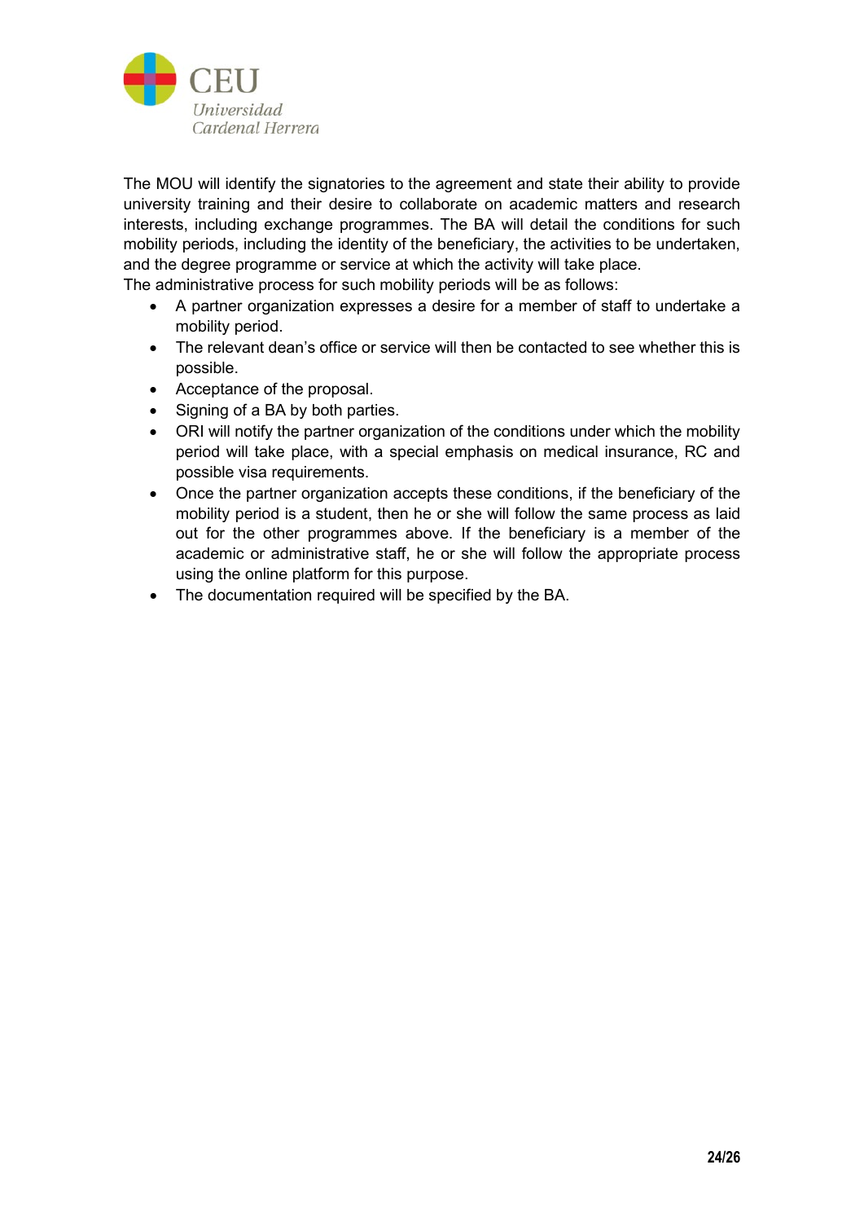The MOU will identify the signatories to the agreement and state their ability to provide university training and their desire to collaborate on academic matters and research interests, including exchange programmes. The BA will detail the conditions for such mobility periods, including the identity of the beneficiary, the activities to be undertaken, and the degree programme or service at which the activity will take place.

The administrative process for such mobility periods will be as follows:

- A partner organization expresses a desire for a member of staff to undertake a mobility period.
- The relevant dean's office or service will then be contacted to see whether this is possible.
- Acceptance of the proposal.
- Signing of a BA by both parties.
- ORI will notify the partner organization of the conditions under which the mobility period will take place, with a special emphasis on medical insurance, RC and possible visa requirements.
- Once the partner organization accepts these conditions, if the beneficiary of the mobility period is a student, then he or she will follow the same process as laid out for the other programmes above. If the beneficiary is a member of the academic or administrative staff, he or she will follow the appropriate process using the online platform for this purpose.
- The documentation required will be specified by the BA.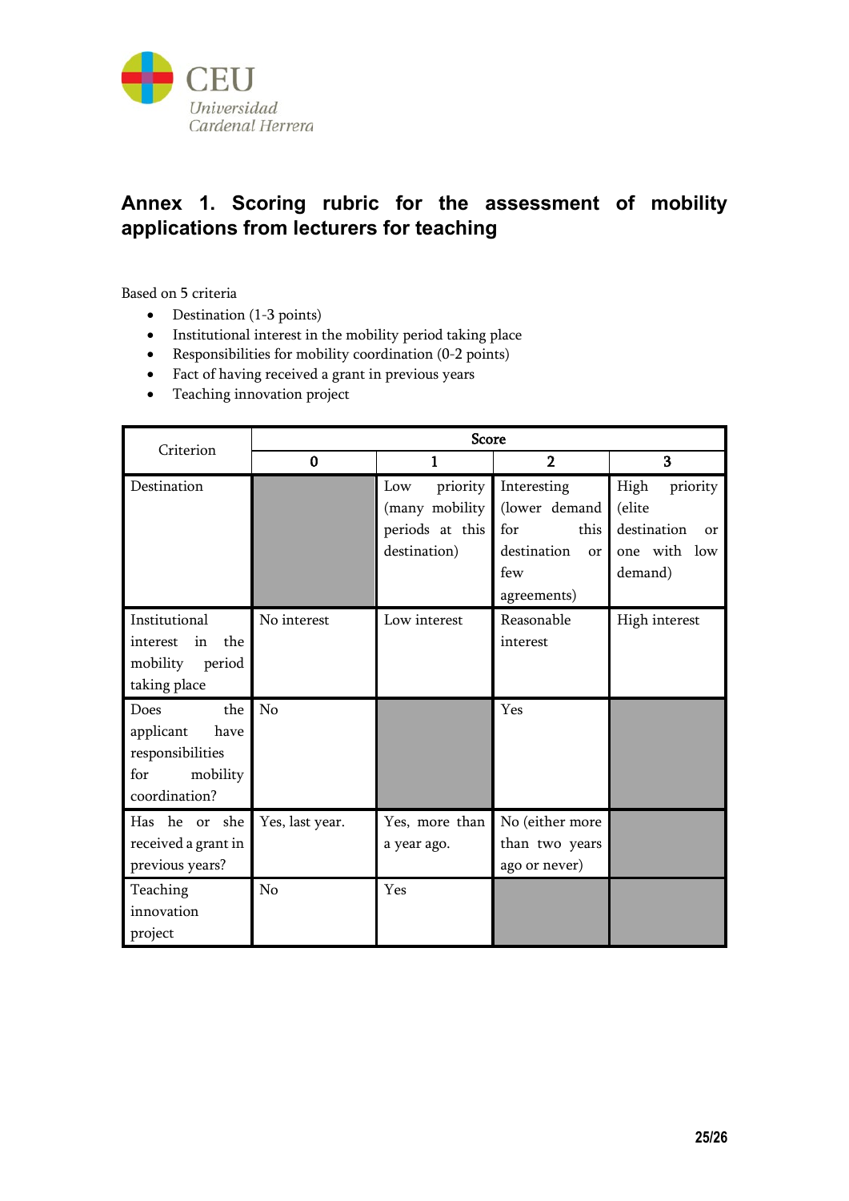## Annex 1. Scoring rubric for the assessment of mobility applications from lecturers for teaching

Based on 5 criteria

- Destination (1-3 points)
- Institutional interest in the mobility period taking place
- Responsibilities for mobility coordination (0-2 points)
- Fact of having received a grant in previous years
- Teaching innovation project

| Criterion | Score | | | |
|---|---|---|---|---|
| | 0 | 1 | 2 | 3 |
| Destination | | Low priority (many mobility periods at this destination) | Interesting (lower demand for this destination or few agreements) | High priority (elite destination or one with low demand) |
| Institutional interest in the mobility period taking place | No interest | Low interest | Reasonable interest | High interest |
| Does the applicant have responsibilities for mobility coordination? | No | | Yes | |
| Has he or she received a grant in previous years? | Yes, last year. | Yes, more than a year ago. | No (either more than two years ago or never) | |
| Teaching innovation project | No | Yes | | |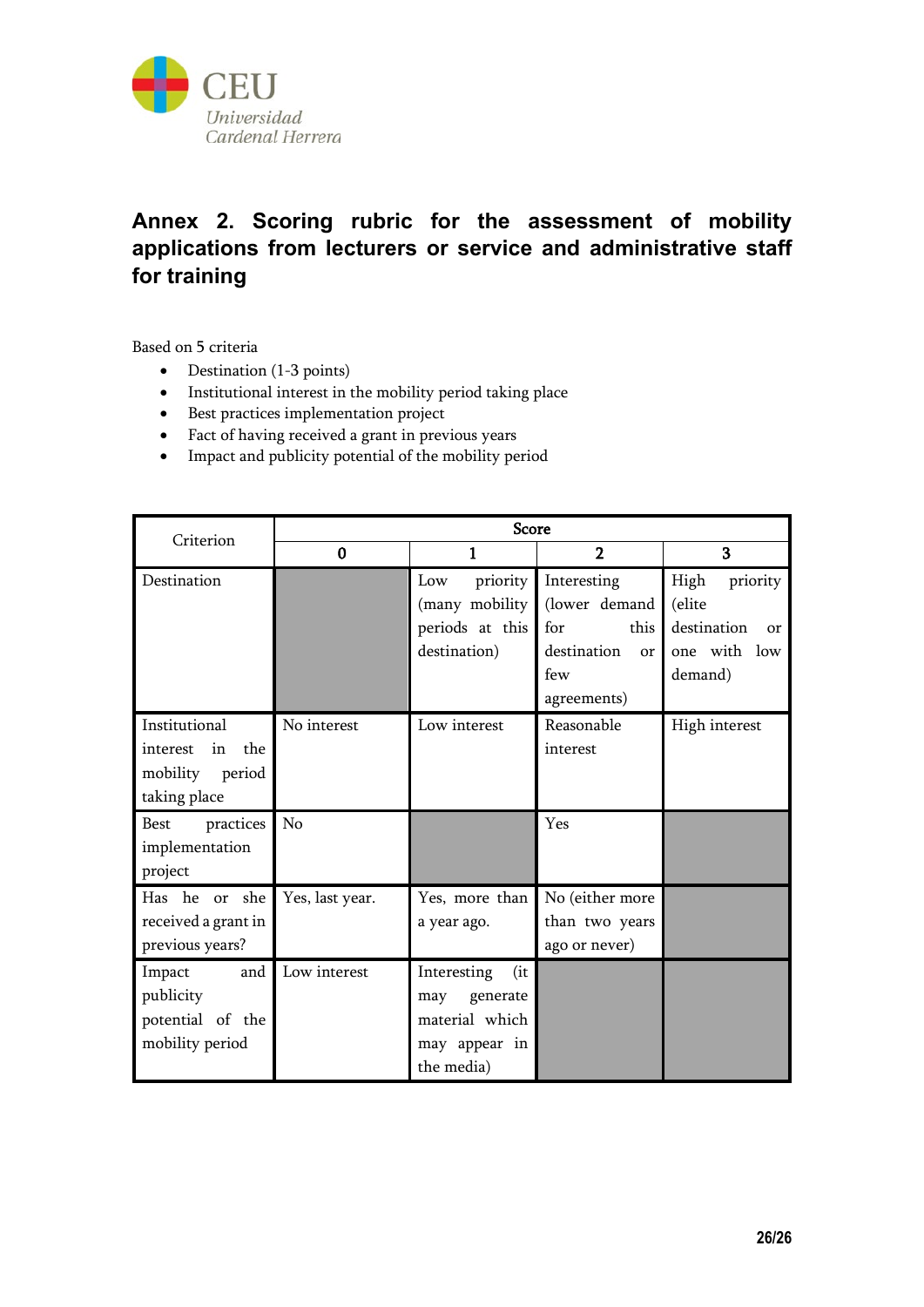## Annex 2. Scoring rubric for the assessment of mobility applications from lecturers or service and administrative staff for training

Based on 5 criteria

- Destination (1-3 points)
- Institutional interest in the mobility period taking place
- Best practices implementation project
- Fact of having received a grant in previous years
- Impact and publicity potential of the mobility period

| Criterion | Score | | | |
|---|---|---|---|---|
| | 0 | 1 | 2 | 3 |
| Destination | | Low priority (many mobility periods at this destination) | Interesting (lower demand for this destination or few agreements) | High priority (elite destination or one with low demand) |
| Institutional interest in the mobility period taking place | No interest | Low interest | Reasonable interest | High interest |
| Best practices implementation project | No | | Yes | |
| Has he or she received a grant in previous years? | Yes, last year. | Yes, more than a year ago. | No (either more than two years ago or never) | |
| Impact and publicity potential of the mobility period | Low interest | Interesting (it may generate material which may appear in the media) | | |